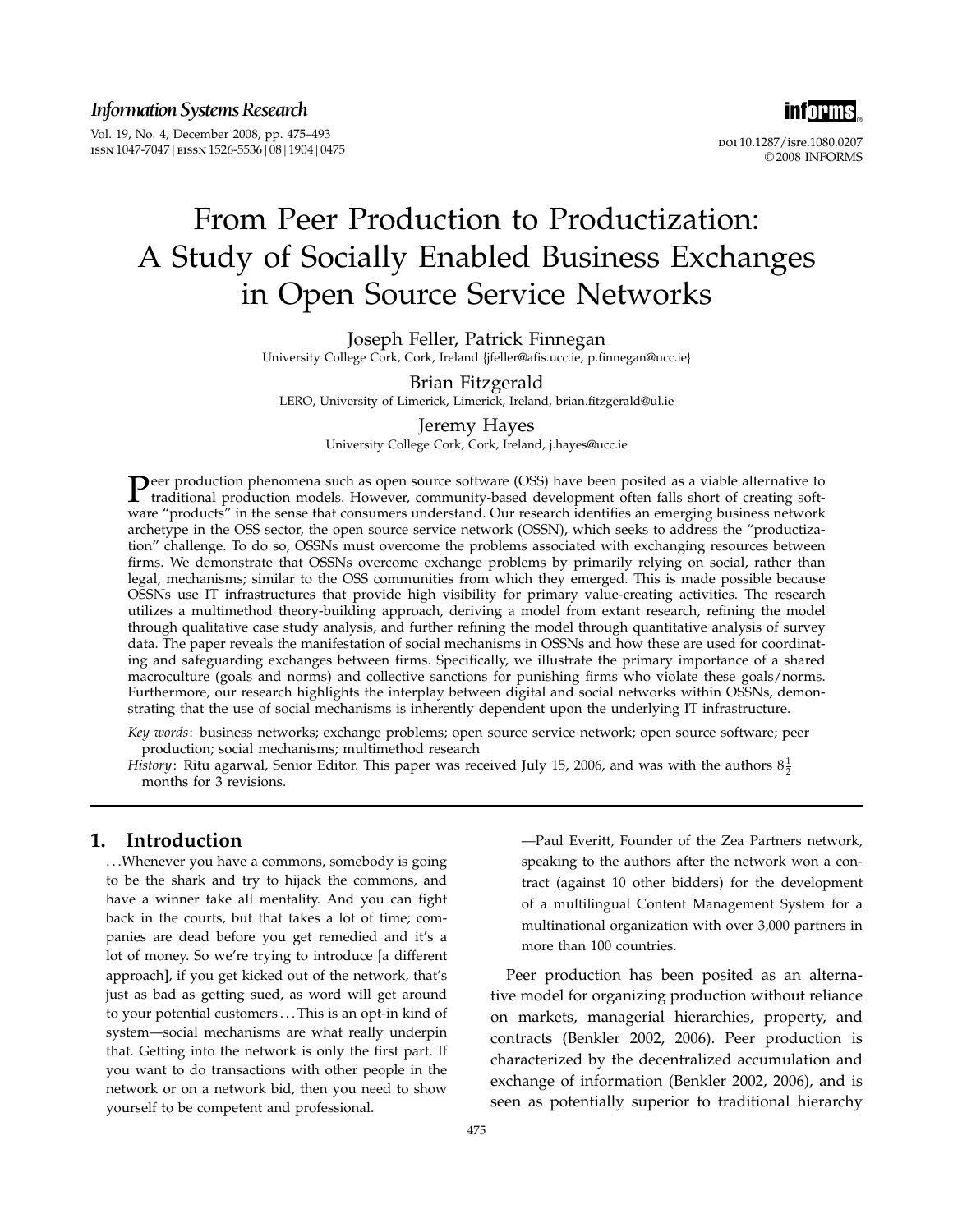# From Peer Production to Productization: A Study of Socially Enabled Business Exchanges in Open Source Service Networks

Joseph Feller, Patrick Finnegan
University College Cork, Cork, Ireland {jfeller@afis.ucc.ie, p.finnegan@ucc.ie}

Brian Fitzgerald
LERO, University of Limerick, Limerick, Ireland, brian.fitzgerald@ul.ie

Jeremy Hayes
University College Cork, Cork, Ireland, j.hayes@ucc.ie

Peer production phenomena such as open source software (OSS) have been posited as a viable alternative to traditional production models. However, community-based development often falls short of creating software "products" in the sense that consumers understand. Our research identifies an emerging business network archetype in the OSS sector, the open source service network (OSSN), which seeks to address the "productization" challenge. To do so, OSSNs must overcome the problems associated with exchanging resources between firms. We demonstrate that OSSNs overcome exchange problems by primarily relying on social, rather than legal, mechanisms; similar to the OSS communities from which they emerged. This is made possible because OSSNs use IT infrastructures that provide high visibility for primary value-creating activities. The research utilizes a multimethod theory-building approach, deriving a model from extant research, refining the model through qualitative case study analysis, and further refining the model through quantitative analysis of survey data. The paper reveals the manifestation of social mechanisms in OSSNs and how these are used for coordinating and safeguarding exchanges between firms. Specifically, we illustrate the primary importance of a shared macroculture (goals and norms) and collective sanctions for punishing firms who violate these goals/norms. Furthermore, our research highlights the interplay between digital and social networks within OSSNs, demonstrating that the use of social mechanisms is inherently dependent upon the underlying IT infrastructure.

*Key words*: business networks; exchange problems; open source service network; open source software; peer production; social mechanisms; multimethod research

*History*: Ritu agarwal, Senior Editor. This paper was received July 15, 2006, and was with the authors $8\frac{1}{2}$ months for 3 revisions.

## 1. Introduction

...Whenever you have a commons, somebody is going to be the shark and try to hijack the commons, and have a winner take all mentality. And you can fight back in the courts, but that takes a lot of time; companies are dead before you get remedied and it's a lot of money. So we're trying to introduce [a different approach], if you get kicked out of the network, that's just as bad as getting sued, as word will get around to your potential customers... This is an opt-in kind of system—social mechanisms are what really underpin that. Getting into the network is only the first part. If you want to do transactions with other people in the network or on a network bid, then you need to show yourself to be competent and professional.

—Paul Everitt, Founder of the Zea Partners network, speaking to the authors after the network won a contract (against 10 other bidders) for the development of a multilingual Content Management System for a multinational organization with over 3,000 partners in more than 100 countries.

Peer production has been posited as an alternative model for organizing production without reliance on markets, managerial hierarchies, property, and contracts (Benkler 2002, 2006). Peer production is characterized by the decentralized accumulation and exchange of information (Benkler 2002, 2006), and is seen as potentially superior to traditional hierarchy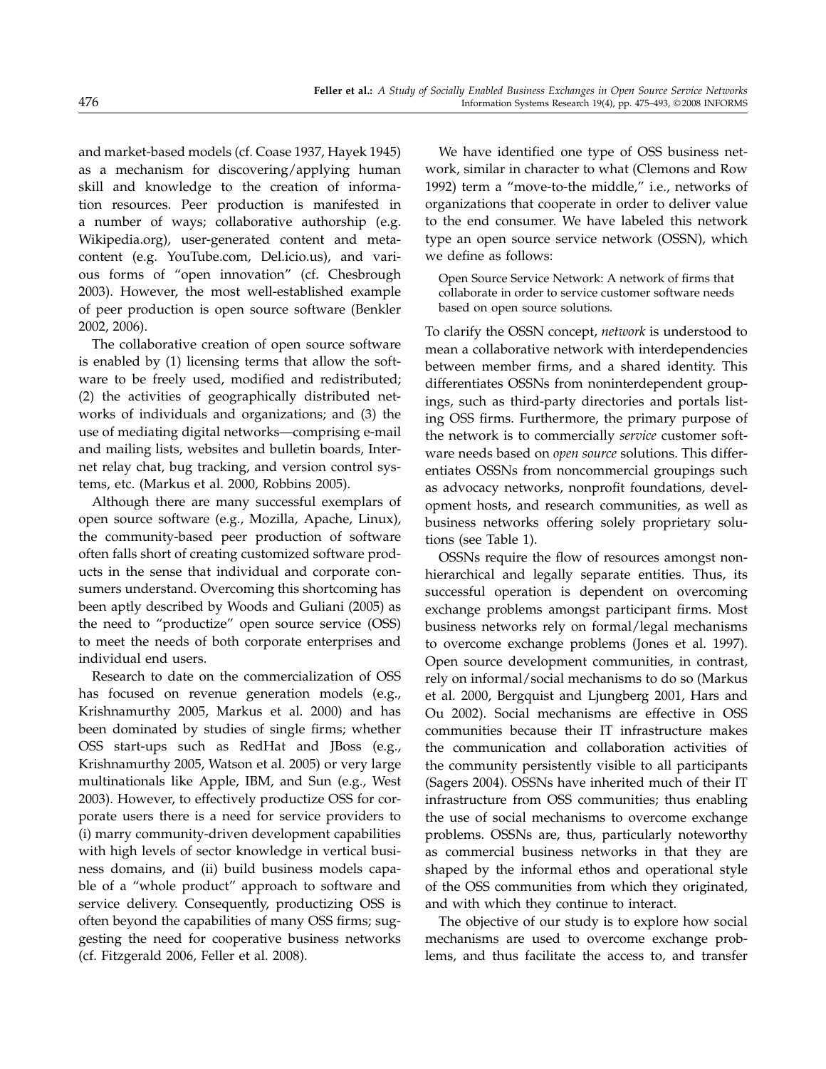and market-based models (cf. Coase 1937, Hayek 1945) as a mechanism for discovering/applying human skill and knowledge to the creation of information resources. Peer production is manifested in a number of ways; collaborative authorship (e.g. Wikipedia.org), user-generated content and meta-content (e.g. YouTube.com, Del.icio.us), and various forms of "open innovation" (cf. Chesbrough 2003). However, the most well-established example of peer production is open source software (Benkler 2002, 2006).

The collaborative creation of open source software is enabled by (1) licensing terms that allow the software to be freely used, modified and redistributed; (2) the activities of geographically distributed networks of individuals and organizations; and (3) the use of mediating digital networks—comprising e-mail and mailing lists, websites and bulletin boards, Internet relay chat, bug tracking, and version control systems, etc. (Markus et al. 2000, Robbins 2005).

Although there are many successful exemplars of open source software (e.g., Mozilla, Apache, Linux), the community-based peer production of software often falls short of creating customized software products in the sense that individual and corporate consumers understand. Overcoming this shortcoming has been aptly described by Woods and Guliani (2005) as the need to "productize" open source service (OSS) to meet the needs of both corporate enterprises and individual end users.

Research to date on the commercialization of OSS has focused on revenue generation models (e.g., Krishnamurthy 2005, Markus et al. 2000) and has been dominated by studies of single firms; whether OSS start-ups such as RedHat and JBoss (e.g., Krishnamurthy 2005, Watson et al. 2005) or very large multinationals like Apple, IBM, and Sun (e.g., West 2003). However, to effectively productize OSS for corporate users there is a need for service providers to (i) marry community-driven development capabilities with high levels of sector knowledge in vertical business domains, and (ii) build business models capable of a "whole product" approach to software and service delivery. Consequently, productizing OSS is often beyond the capabilities of many OSS firms; suggesting the need for cooperative business networks (cf. Fitzgerald 2006, Feller et al. 2008).

We have identified one type of OSS business network, similar in character to what (Clemons and Row 1992) term a "move-to-the middle," i.e., networks of organizations that cooperate in order to deliver value to the end consumer. We have labeled this network type an open source service network (OSSN), which we define as follows:

> Open Source Service Network: A network of firms that collaborate in order to service customer software needs based on open source solutions.

To clarify the OSSN concept, *network* is understood to mean a collaborative network with interdependencies between member firms, and a shared identity. This differentiates OSSNs from noninterdependent groupings, such as third-party directories and portals listing OSS firms. Furthermore, the primary purpose of the network is to commercially *service* customer software needs based on *open source* solutions. This differentiates OSSNs from noncommercial groupings such as advocacy networks, nonprofit foundations, development hosts, and research communities, as well as business networks offering solely proprietary solutions (see Table 1).

OSSNs require the flow of resources amongst nonhierarchical and legally separate entities. Thus, its successful operation is dependent on overcoming exchange problems amongst participant firms. Most business networks rely on formal/legal mechanisms to overcome exchange problems (Jones et al. 1997). Open source development communities, in contrast, rely on informal/social mechanisms to do so (Markus et al. 2000, Bergquist and Ljungberg 2001, Hars and Ou 2002). Social mechanisms are effective in OSS communities because their IT infrastructure makes the communication and collaboration activities of the community persistently visible to all participants (Sagers 2004). OSSNs have inherited much of their IT infrastructure from OSS communities; thus enabling the use of social mechanisms to overcome exchange problems. OSSNs are, thus, particularly noteworthy as commercial business networks in that they are shaped by the informal ethos and operational style of the OSS communities from which they originated, and with which they continue to interact.

The objective of our study is to explore how social mechanisms are used to overcome exchange problems, and thus facilitate the access to, and transfer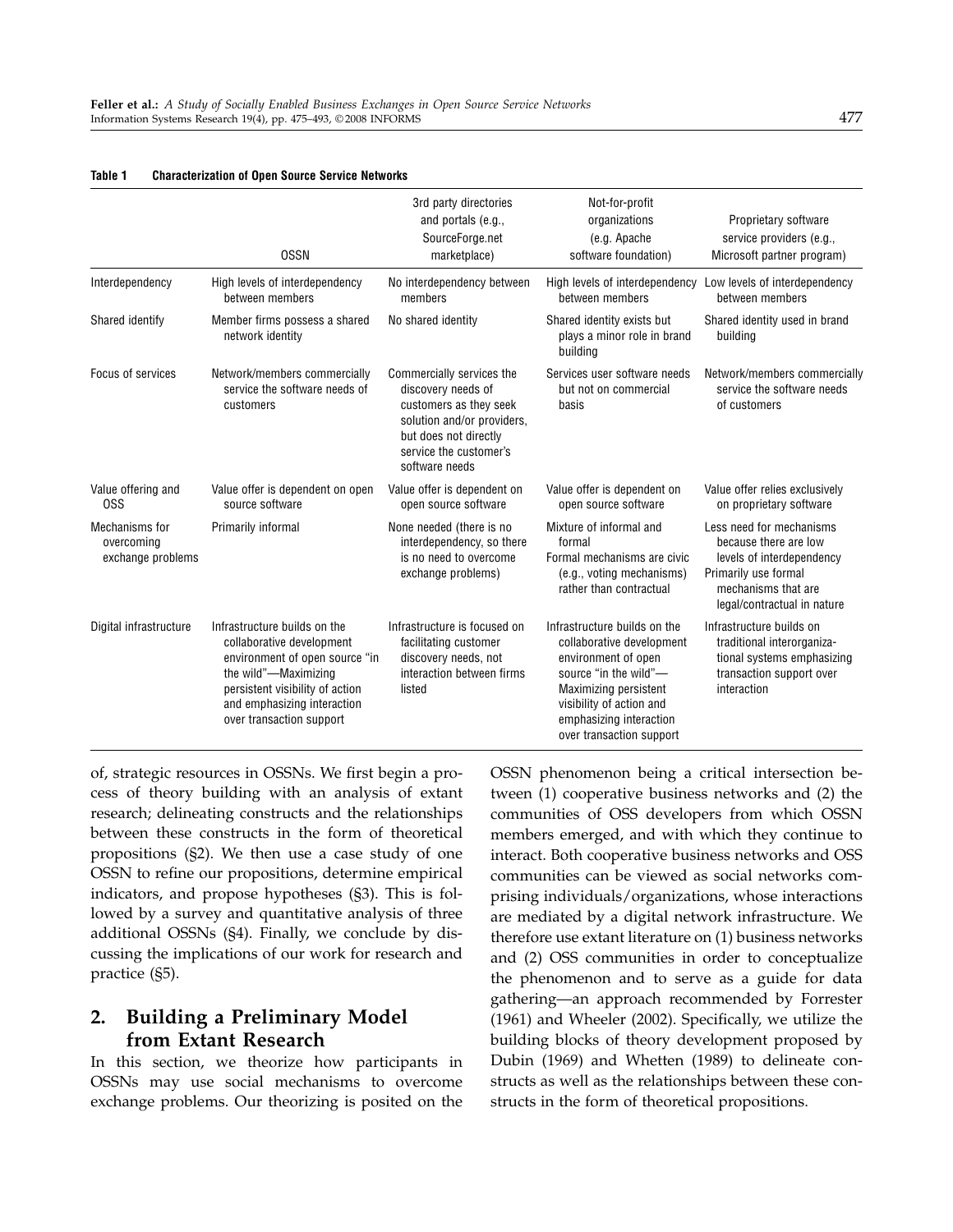**Table 1 Characterization of Open Source Service Networks**

| | OSSN | 3rd party directories and portals (e.g., SourceForge.net marketplace) | Not-for-profit organizations (e.g. Apache software foundation) | Proprietary software service providers (e.g., Microsoft partner program) |
|---|---|---|---|---|
| Interdependency | High levels of interdependency between members | No interdependency between members | High levels of interdependency between members | Low levels of interdependency between members |
| Shared identify | Member firms possess a shared network identity | No shared identity | Shared identity exists but plays a minor role in brand building | Shared identity used in brand building |
| Focus of services | Network/members commercially service the software needs of customers | Commercially services the discovery needs of customers as they seek solution and/or providers, but does not directly service the customer's software needs | Services user software needs but not on commercial basis | Network/members commercially service the software needs of customers |
| Value offering and OSS | Value offer is dependent on open source software | Value offer is dependent on open source software | Value offer is dependent on open source software | Value offer relies exclusively on proprietary software |
| Mechanisms for overcoming exchange problems | Primarily informal | None needed (there is no interdependency, so there is no need to overcome exchange problems) | Mixture of informal and formal<br>Formal mechanisms are civic (e.g., voting mechanisms) rather than contractual | Less need for mechanisms because there are low levels of interdependency<br>Primarily use formal mechanisms that are legal/contractual in nature |
| Digital infrastructure | Infrastructure builds on the collaborative development environment of open source "in the wild"—Maximizing persistent visibility of action and emphasizing interaction over transaction support | Infrastructure is focused on facilitating customer discovery needs, not interaction between firms listed | Infrastructure builds on the collaborative development environment of open source "in the wild"—Maximizing persistent visibility of action and emphasizing interaction over transaction support | Infrastructure builds on traditional interorganizational systems emphasizing transaction support over interaction |

of, strategic resources in OSSNs. We first begin a process of theory building with an analysis of extant research; delineating constructs and the relationships between these constructs in the form of theoretical propositions (§2). We then use a case study of one OSSN to refine our propositions, determine empirical indicators, and propose hypotheses (§3). This is followed by a survey and quantitative analysis of three additional OSSNs (§4). Finally, we conclude by discussing the implications of our work for research and practice (§5).

## 2. Building a Preliminary Model from Extant Research

In this section, we theorize how participants in OSSNs may use social mechanisms to overcome exchange problems. Our theorizing is posited on the OSSN phenomenon being a critical intersection between (1) cooperative business networks and (2) the communities of OSS developers from which OSSN members emerged, and with which they continue to interact. Both cooperative business networks and OSS communities can be viewed as social networks comprising individuals/organizations, whose interactions are mediated by a digital network infrastructure. We therefore use extant literature on (1) business networks and (2) OSS communities in order to conceptualize the phenomenon and to serve as a guide for data gathering—an approach recommended by Forrester (1961) and Wheeler (2002). Specifically, we utilize the building blocks of theory development proposed by Dubin (1969) and Whetten (1989) to delineate constructs as well as the relationships between these constructs in the form of theoretical propositions.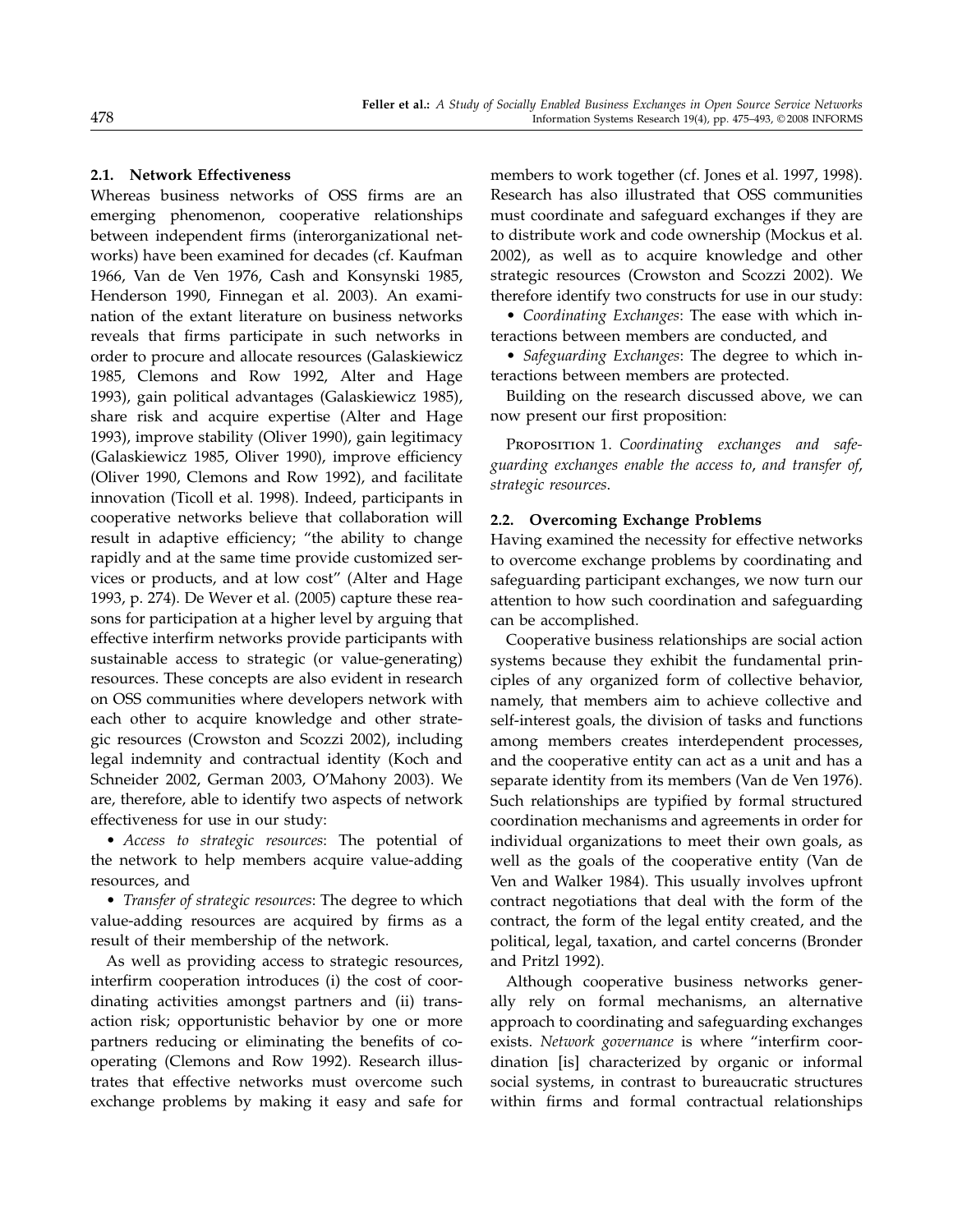### 2.1. Network Effectiveness

Whereas business networks of OSS firms are an emerging phenomenon, cooperative relationships between independent firms (interorganizational networks) have been examined for decades (cf. Kaufman 1966, Van de Ven 1976, Cash and Konsynski 1985, Henderson 1990, Finnegan et al. 2003). An examination of the extant literature on business networks reveals that firms participate in such networks in order to procure and allocate resources (Galaskiewicz 1985, Clemons and Row 1992, Alter and Hage 1993), gain political advantages (Galaskiewicz 1985), share risk and acquire expertise (Alter and Hage 1993), improve stability (Oliver 1990), gain legitimacy (Galaskiewicz 1985, Oliver 1990), improve efficiency (Oliver 1990, Clemons and Row 1992), and facilitate innovation (Ticoll et al. 1998). Indeed, participants in cooperative networks believe that collaboration will result in adaptive efficiency; "the ability to change rapidly and at the same time provide customized services or products, and at low cost" (Alter and Hage 1993, p. 274). De Wever et al. (2005) capture these reasons for participation at a higher level by arguing that effective interfirm networks provide participants with sustainable access to strategic (or value-generating) resources. These concepts are also evident in research on OSS communities where developers network with each other to acquire knowledge and other strategic resources (Crowston and Scozzi 2002), including legal indemnity and contractual identity (Koch and Schneider 2002, German 2003, O'Mahony 2003). We are, therefore, able to identify two aspects of network effectiveness for use in our study:

- *Access to strategic resources*: The potential of the network to help members acquire value-adding resources, and
- *Transfer of strategic resources*: The degree to which value-adding resources are acquired by firms as a result of their membership of the network.

As well as providing access to strategic resources, interfirm cooperation introduces (i) the cost of coordinating activities amongst partners and (ii) transaction risk; opportunistic behavior by one or more partners reducing or eliminating the benefits of cooperating (Clemons and Row 1992). Research illustrates that effective networks must overcome such exchange problems by making it easy and safe for members to work together (cf. Jones et al. 1997, 1998). Research has also illustrated that OSS communities must coordinate and safeguard exchanges if they are to distribute work and code ownership (Mockus et al. 2002), as well as to acquire knowledge and other strategic resources (Crowston and Scozzi 2002). We therefore identify two constructs for use in our study:

- *Coordinating Exchanges*: The ease with which interactions between members are conducted, and
- *Safeguarding Exchanges*: The degree to which interactions between members are protected.

Building on the research discussed above, we can now present our first proposition:

Proposition 1. *Coordinating exchanges and safeguarding exchanges enable the access to, and transfer of, strategic resources.*

### 2.2. Overcoming Exchange Problems

Having examined the necessity for effective networks to overcome exchange problems by coordinating and safeguarding participant exchanges, we now turn our attention to how such coordination and safeguarding can be accomplished.

Cooperative business relationships are social action systems because they exhibit the fundamental principles of any organized form of collective behavior, namely, that members aim to achieve collective and self-interest goals, the division of tasks and functions among members creates interdependent processes, and the cooperative entity can act as a unit and has a separate identity from its members (Van de Ven 1976). Such relationships are typified by formal structured coordination mechanisms and agreements in order for individual organizations to meet their own goals, as well as the goals of the cooperative entity (Van de Ven and Walker 1984). This usually involves upfront contract negotiations that deal with the form of the contract, the form of the legal entity created, and the political, legal, taxation, and cartel concerns (Bronder and Pritzl 1992).

Although cooperative business networks generally rely on formal mechanisms, an alternative approach to coordinating and safeguarding exchanges exists. *Network governance* is where "interfirm coordination [is] characterized by organic or informal social systems, in contrast to bureaucratic structures within firms and formal contractual relationships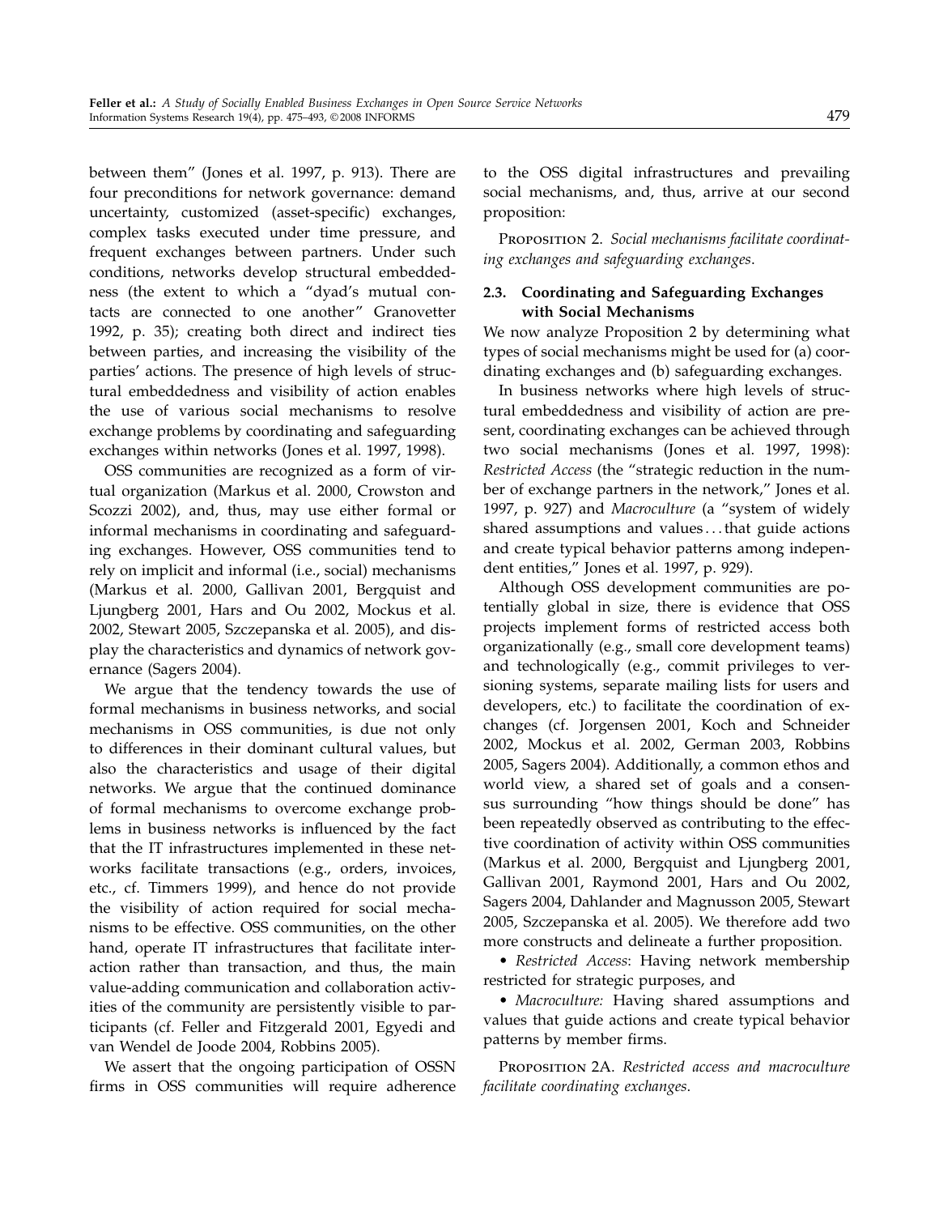between them" (Jones et al. 1997, p. 913). There are four preconditions for network governance: demand uncertainty, customized (asset-specific) exchanges, complex tasks executed under time pressure, and frequent exchanges between partners. Under such conditions, networks develop structural embeddedness (the extent to which a "dyad's mutual contacts are connected to one another" Granovetter 1992, p. 35); creating both direct and indirect ties between parties, and increasing the visibility of the parties' actions. The presence of high levels of structural embeddedness and visibility of action enables the use of various social mechanisms to resolve exchange problems by coordinating and safeguarding exchanges within networks (Jones et al. 1997, 1998).

OSS communities are recognized as a form of virtual organization (Markus et al. 2000, Crowston and Scozzi 2002), and, thus, may use either formal or informal mechanisms in coordinating and safeguarding exchanges. However, OSS communities tend to rely on implicit and informal (i.e., social) mechanisms (Markus et al. 2000, Gallivan 2001, Bergquist and Ljungberg 2001, Hars and Ou 2002, Mockus et al. 2002, Stewart 2005, Szczepanska et al. 2005), and display the characteristics and dynamics of network governance (Sagers 2004).

We argue that the tendency towards the use of formal mechanisms in business networks, and social mechanisms in OSS communities, is due not only to differences in their dominant cultural values, but also the characteristics and usage of their digital networks. We argue that the continued dominance of formal mechanisms to overcome exchange problems in business networks is influenced by the fact that the IT infrastructures implemented in these networks facilitate transactions (e.g., orders, invoices, etc., cf. Timmers 1999), and hence do not provide the visibility of action required for social mechanisms to be effective. OSS communities, on the other hand, operate IT infrastructures that facilitate interaction rather than transaction, and thus, the main value-adding communication and collaboration activities of the community are persistently visible to participants (cf. Feller and Fitzgerald 2001, Egyedi and van Wendel de Joode 2004, Robbins 2005).

We assert that the ongoing participation of OSSN firms in OSS communities will require adherence to the OSS digital infrastructures and prevailing social mechanisms, and, thus, arrive at our second proposition:

Proposition 2. *Social mechanisms facilitate coordinating exchanges and safeguarding exchanges.*

### 2.3. Coordinating and Safeguarding Exchanges with Social Mechanisms

We now analyze Proposition 2 by determining what types of social mechanisms might be used for (a) coordinating exchanges and (b) safeguarding exchanges.

In business networks where high levels of structural embeddedness and visibility of action are present, coordinating exchanges can be achieved through two social mechanisms (Jones et al. 1997, 1998): *Restricted Access* (the "strategic reduction in the number of exchange partners in the network," Jones et al. 1997, p. 927) and *Macroculture* (a "system of widely shared assumptions and values . . . that guide actions and create typical behavior patterns among independent entities," Jones et al. 1997, p. 929).

Although OSS development communities are potentially global in size, there is evidence that OSS projects implement forms of restricted access both organizationally (e.g., small core development teams) and technologically (e.g., commit privileges to versioning systems, separate mailing lists for users and developers, etc.) to facilitate the coordination of exchanges (cf. Jorgensen 2001, Koch and Schneider 2002, Mockus et al. 2002, German 2003, Robbins 2005, Sagers 2004). Additionally, a common ethos and world view, a shared set of goals and a consensus surrounding "how things should be done" has been repeatedly observed as contributing to the effective coordination of activity within OSS communities (Markus et al. 2000, Bergquist and Ljungberg 2001, Gallivan 2001, Raymond 2001, Hars and Ou 2002, Sagers 2004, Dahlander and Magnusson 2005, Stewart 2005, Szczepanska et al. 2005). We therefore add two more constructs and delineate a further proposition.

- *Restricted Access*: Having network membership restricted for strategic purposes, and
- *Macroculture:* Having shared assumptions and values that guide actions and create typical behavior patterns by member firms.

Proposition 2A. *Restricted access and macroculture facilitate coordinating exchanges.*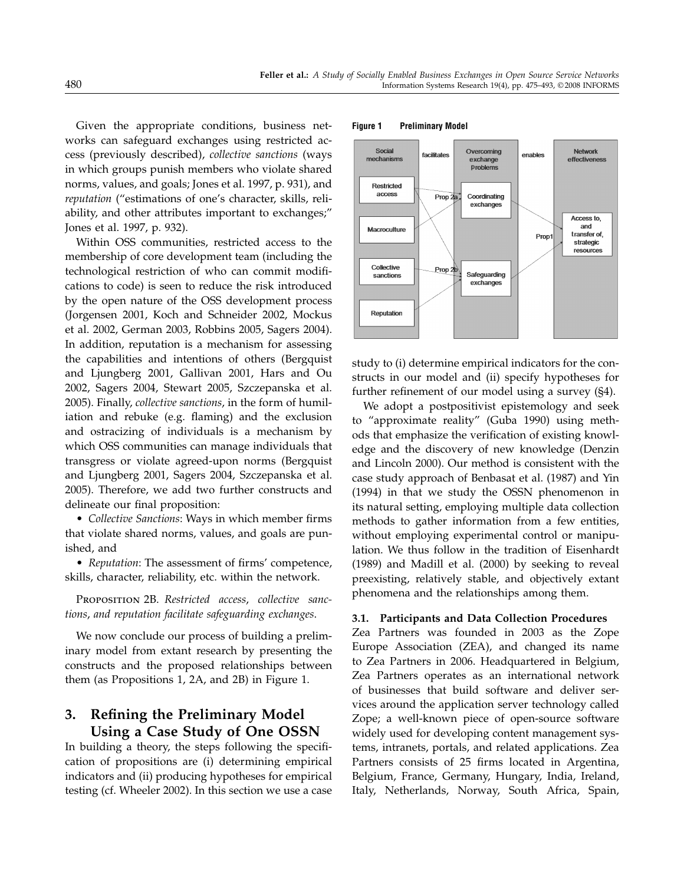Given the appropriate conditions, business networks can safeguard exchanges using restricted access (previously described), *collective sanctions* (ways in which groups punish members who violate shared norms, values, and goals; Jones et al. 1997, p. 931), and *reputation* ("estimations of one's character, skills, reliability, and other attributes important to exchanges;" Jones et al. 1997, p. 932).

Within OSS communities, restricted access to the membership of core development team (including the technological restriction of who can commit modifications to code) is seen to reduce the risk introduced by the open nature of the OSS development process (Jorgensen 2001, Koch and Schneider 2002, Mockus et al. 2002, German 2003, Robbins 2005, Sagers 2004). In addition, reputation is a mechanism for assessing the capabilities and intentions of others (Bergquist and Ljungberg 2001, Gallivan 2001, Hars and Ou 2002, Sagers 2004, Stewart 2005, Szczepanska et al. 2005). Finally, *collective sanctions*, in the form of humiliation and rebuke (e.g. flaming) and the exclusion and ostracizing of individuals is a mechanism by which OSS communities can manage individuals that transgress or violate agreed-upon norms (Bergquist and Ljungberg 2001, Sagers 2004, Szczepanska et al. 2005). Therefore, we add two further constructs and delineate our final proposition:

- *Collective Sanctions*: Ways in which member firms that violate shared norms, values, and goals are punished, and
- *Reputation*: The assessment of firms' competence, skills, character, reliability, etc. within the network.

Proposition 2B. *Restricted access, collective sanctions, and reputation facilitate safeguarding exchanges.*

We now conclude our process of building a preliminary model from extant research by presenting the constructs and the proposed relationships between them (as Propositions 1, 2A, and 2B) in Figure 1.

**Figure 1 Preliminary Model**

## 3. Refining the Preliminary Model Using a Case Study of One OSSN

In building a theory, the steps following the specification of propositions are (i) determining empirical indicators and (ii) producing hypotheses for empirical testing (cf. Wheeler 2002). In this section we use a case study to (i) determine empirical indicators for the constructs in our model and (ii) specify hypotheses for further refinement of our model using a survey (§4).

We adopt a postpositivist epistemology and seek to "approximate reality" (Guba 1990) using methods that emphasize the verification of existing knowledge and the discovery of new knowledge (Denzin and Lincoln 2000). Our method is consistent with the case study approach of Benbasat et al. (1987) and Yin (1994) in that we study the OSSN phenomenon in its natural setting, employing multiple data collection methods to gather information from a few entities, without employing experimental control or manipulation. We thus follow in the tradition of Eisenhardt (1989) and Madill et al. (2000) by seeking to reveal preexisting, relatively stable, and objectively extant phenomena and the relationships among them.

### 3.1. Participants and Data Collection Procedures

Zea Partners was founded in 2003 as the Zope Europe Association (ZEA), and changed its name to Zea Partners in 2006. Headquartered in Belgium, Zea Partners operates as an international network of businesses that build software and deliver services around the application server technology called Zope; a well-known piece of open-source software widely used for developing content management systems, intranets, portals, and related applications. Zea Partners consists of 25 firms located in Argentina, Belgium, France, Germany, Hungary, India, Ireland, Italy, Netherlands, Norway, South Africa, Spain,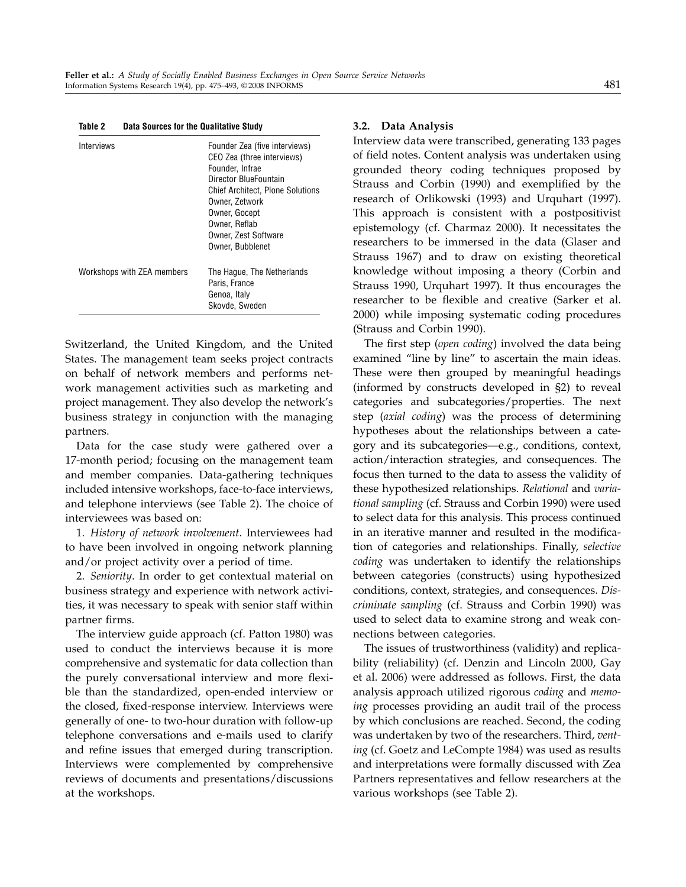**Table 2 Data Sources for the Qualitative Study**

| | |
|---|---|
| Interviews | Founder Zea (five interviews)<br>CEO Zea (three interviews)<br>Founder, Infrae<br>Director BlueFountain<br>Chief Architect, Plone Solutions<br>Owner, Zetwork<br>Owner, Gocept<br>Owner, Reflab<br>Owner, Zest Software<br>Owner, Bubblenet |
| Workshops with ZEA members | The Hague, The Netherlands<br>Paris, France<br>Genoa, Italy<br>Skovde, Sweden |

Switzerland, the United Kingdom, and the United States. The management team seeks project contracts on behalf of network members and performs network management activities such as marketing and project management. They also develop the network's business strategy in conjunction with the managing partners.

Data for the case study were gathered over a 17-month period; focusing on the management team and member companies. Data-gathering techniques included intensive workshops, face-to-face interviews, and telephone interviews (see Table 2). The choice of interviewees was based on:

1. *History of network involvement*. Interviewees had to have been involved in ongoing network planning and/or project activity over a period of time.

2. *Seniority*. In order to get contextual material on business strategy and experience with network activities, it was necessary to speak with senior staff within partner firms.

The interview guide approach (cf. Patton 1980) was used to conduct the interviews because it is more comprehensive and systematic for data collection than the purely conversational interview and more flexible than the standardized, open-ended interview or the closed, fixed-response interview. Interviews were generally of one- to two-hour duration with follow-up telephone conversations and e-mails used to clarify and refine issues that emerged during transcription. Interviews were complemented by comprehensive reviews of documents and presentations/discussions at the workshops.

### 3.2. Data Analysis

Interview data were transcribed, generating 133 pages of field notes. Content analysis was undertaken using grounded theory coding techniques proposed by Strauss and Corbin (1990) and exemplified by the research of Orlikowski (1993) and Urquhart (1997). This approach is consistent with a postpositivist epistemology (cf. Charmaz 2000). It necessitates the researchers to be immersed in the data (Glaser and Strauss 1967) and to draw on existing theoretical knowledge without imposing a theory (Corbin and Strauss 1990, Urquhart 1997). It thus encourages the researcher to be flexible and creative (Sarker et al. 2000) while imposing systematic coding procedures (Strauss and Corbin 1990).

The first step (*open coding*) involved the data being examined "line by line" to ascertain the main ideas. These were then grouped by meaningful headings (informed by constructs developed in §2) to reveal categories and subcategories/properties. The next step (*axial coding*) was the process of determining hypotheses about the relationships between a category and its subcategories—e.g., conditions, context, action/interaction strategies, and consequences. The focus then turned to the data to assess the validity of these hypothesized relationships. *Relational* and *variational sampling* (cf. Strauss and Corbin 1990) were used to select data for this analysis. This process continued in an iterative manner and resulted in the modification of categories and relationships. Finally, *selective coding* was undertaken to identify the relationships between categories (constructs) using hypothesized conditions, context, strategies, and consequences. *Discriminate sampling* (cf. Strauss and Corbin 1990) was used to select data to examine strong and weak connections between categories.

The issues of trustworthiness (validity) and replicability (reliability) (cf. Denzin and Lincoln 2000, Gay et al. 2006) were addressed as follows. First, the data analysis approach utilized rigorous *coding* and *memoing* processes providing an audit trail of the process by which conclusions are reached. Second, the coding was undertaken by two of the researchers. Third, *venting* (cf. Goetz and LeCompte 1984) was used as results and interpretations were formally discussed with Zea Partners representatives and fellow researchers at the various workshops (see Table 2).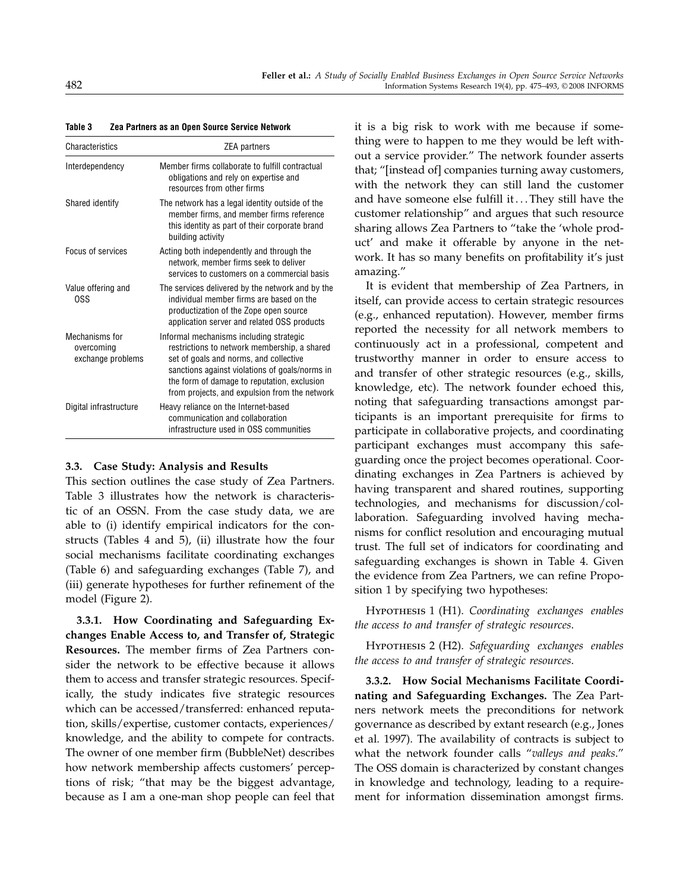**Table 3 Zea Partners as an Open Source Service Network**

| Characteristics | ZEA partners |
|---|---|
| Interdependency | Member firms collaborate to fulfill contractual obligations and rely on expertise and resources from other firms |
| Shared identify | The network has a legal identity outside of the member firms, and member firms reference this identity as part of their corporate brand building activity |
| Focus of services | Acting both independently and through the network, member firms seek to deliver services to customers on a commercial basis |
| Value offering and OSS | The services delivered by the network and by the individual member firms are based on the productization of the Zope open source application server and related OSS products |
| Mechanisms for overcoming exchange problems | Informal mechanisms including strategic restrictions to network membership, a shared set of goals and norms, and collective sanctions against violations of goals/norms in the form of damage to reputation, exclusion from projects, and expulsion from the network |
| Digital infrastructure | Heavy reliance on the Internet-based communication and collaboration infrastructure used in OSS communities |

### 3.3. Case Study: Analysis and Results

This section outlines the case study of Zea Partners. Table 3 illustrates how the network is characteristic of an OSSN. From the case study data, we are able to (i) identify empirical indicators for the constructs (Tables 4 and 5), (ii) illustrate how the four social mechanisms facilitate coordinating exchanges (Table 6) and safeguarding exchanges (Table 7), and (iii) generate hypotheses for further refinement of the model (Figure 2).

**3.3.1. How Coordinating and Safeguarding Exchanges Enable Access to, and Transfer of, Strategic Resources.** The member firms of Zea Partners consider the network to be effective because it allows them to access and transfer strategic resources. Specifically, the study indicates five strategic resources which can be accessed/transferred: enhanced reputation, skills/expertise, customer contacts, experiences/knowledge, and the ability to compete for contracts. The owner of one member firm (BubbleNet) describes how network membership affects customers' perceptions of risk; "that may be the biggest advantage, because as I am a one-man shop people can feel that it is a big risk to work with me because if something were to happen to me they would be left without a service provider." The network founder asserts that; "[instead of] companies turning away customers, with the network they can still land the customer and have someone else fulfill it… They still have the customer relationship" and argues that such resource sharing allows Zea Partners to "take the 'whole product' and make it offerable by anyone in the network. It has so many benefits on profitability it's just amazing."

It is evident that membership of Zea Partners, in itself, can provide access to certain strategic resources (e.g., enhanced reputation). However, member firms reported the necessity for all network members to continuously act in a professional, competent and trustworthy manner in order to ensure access to and transfer of other strategic resources (e.g., skills, knowledge, etc). The network founder echoed this, noting that safeguarding transactions amongst participants is an important prerequisite for firms to participate in collaborative projects, and coordinating participant exchanges must accompany this safeguarding once the project becomes operational. Coordinating exchanges in Zea Partners is achieved by having transparent and shared routines, supporting technologies, and mechanisms for discussion/collaboration. Safeguarding involved having mechanisms for conflict resolution and encouraging mutual trust. The full set of indicators for coordinating and safeguarding exchanges is shown in Table 4. Given the evidence from Zea Partners, we can refine Proposition 1 by specifying two hypotheses:

Hypothesis 1 (H1). *Coordinating exchanges enables the access to and transfer of strategic resources.*

Hypothesis 2 (H2). *Safeguarding exchanges enables the access to and transfer of strategic resources.*

**3.3.2. How Social Mechanisms Facilitate Coordinating and Safeguarding Exchanges.** The Zea Partners network meets the preconditions for network governance as described by extant research (e.g., Jones et al. 1997). The availability of contracts is subject to what the network founder calls "*valleys and peaks*." The OSS domain is characterized by constant changes in knowledge and technology, leading to a requirement for information dissemination amongst firms.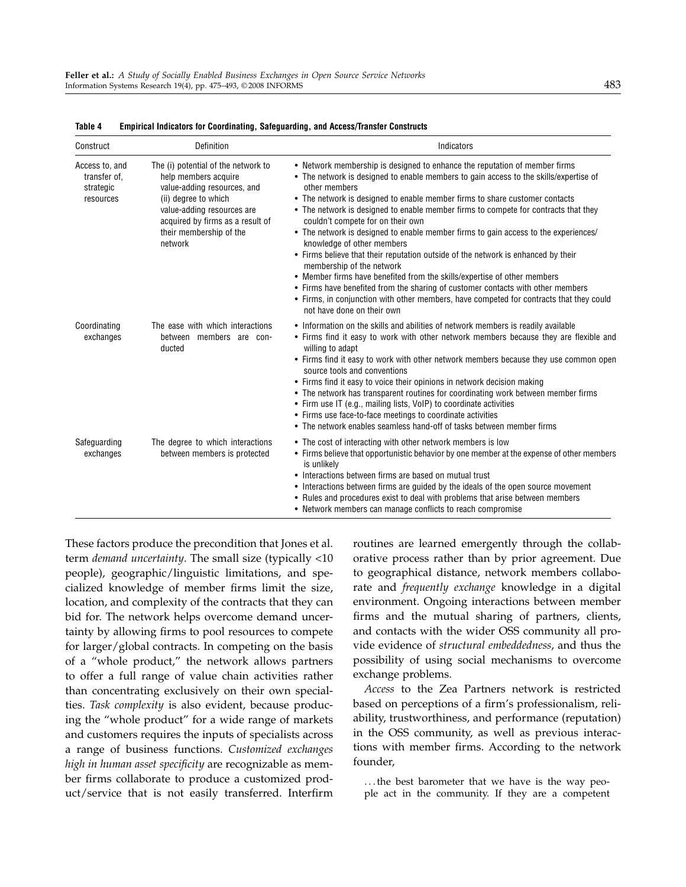**Table 4 Empirical Indicators for Coordinating, Safeguarding, and Access/Transfer Constructs**

| Construct | Definition | Indicators |
|---|---|---|
| Access to, and transfer of, strategic resources | The (i) potential of the network to help members acquire value-adding resources, and (ii) degree to which value-adding resources are acquired by firms as a result of their membership of the network | • Network membership is designed to enhance the reputation of member firms<br>• The network is designed to enable members to gain access to the skills/expertise of other members<br>• The network is designed to enable member firms to share customer contacts<br>• The network is designed to enable member firms to compete for contracts that they couldn't compete for on their own<br>• The network is designed to enable member firms to gain access to the experiences/knowledge of other members<br>• Firms believe that their reputation outside of the network is enhanced by their membership of the network<br>• Member firms have benefited from the skills/expertise of other members<br>• Firms have benefited from the sharing of customer contacts with other members<br>• Firms, in conjunction with other members, have competed for contracts that they could not have done on their own |
| Coordinating exchanges | The ease with which interactions between members are conducted | • Information on the skills and abilities of network members is readily available<br>• Firms find it easy to work with other network members because they are flexible and willing to adapt<br>• Firms find it easy to work with other network members because they use common open source tools and conventions<br>• Firms find it easy to voice their opinions in network decision making<br>• The network has transparent routines for coordinating work between member firms<br>• Firm use IT (e.g., mailing lists, VoIP) to coordinate activities<br>• Firms use face-to-face meetings to coordinate activities<br>• The network enables seamless hand-off of tasks between member firms |
| Safeguarding exchanges | The degree to which interactions between members is protected | • The cost of interacting with other network members is low<br>• Firms believe that opportunistic behavior by one member at the expense of other members is unlikely<br>• Interactions between firms are based on mutual trust<br>• Interactions between firms are guided by the ideals of the open source movement<br>• Rules and procedures exist to deal with problems that arise between members<br>• Network members can manage conflicts to reach compromise |

These factors produce the precondition that Jones et al. term *demand uncertainty*. The small size (typically <10 people), geographic/linguistic limitations, and specialized knowledge of member firms limit the size, location, and complexity of the contracts that they can bid for. The network helps overcome demand uncertainty by allowing firms to pool resources to compete for larger/global contracts. In competing on the basis of a "whole product," the network allows partners to offer a full range of value chain activities rather than concentrating exclusively on their own specialties. *Task complexity* is also evident, because producing the "whole product" for a wide range of markets and customers requires the inputs of specialists across a range of business functions. *Customized exchanges high in human asset specificity* are recognizable as member firms collaborate to produce a customized product/service that is not easily transferred. Interfirm routines are learned emergently through the collaborative process rather than by prior agreement. Due to geographical distance, network members collaborate and *frequently exchange* knowledge in a digital environment. Ongoing interactions between member firms and the mutual sharing of partners, clients, and contacts with the wider OSS community all provide evidence of *structural embeddedness*, and thus the possibility of using social mechanisms to overcome exchange problems.

*Access* to the Zea Partners network is restricted based on perceptions of a firm's professionalism, reliability, trustworthiness, and performance (reputation) in the OSS community, as well as previous interactions with member firms. According to the network founder,

> ...the best barometer that we have is the way people act in the community. If they are a competent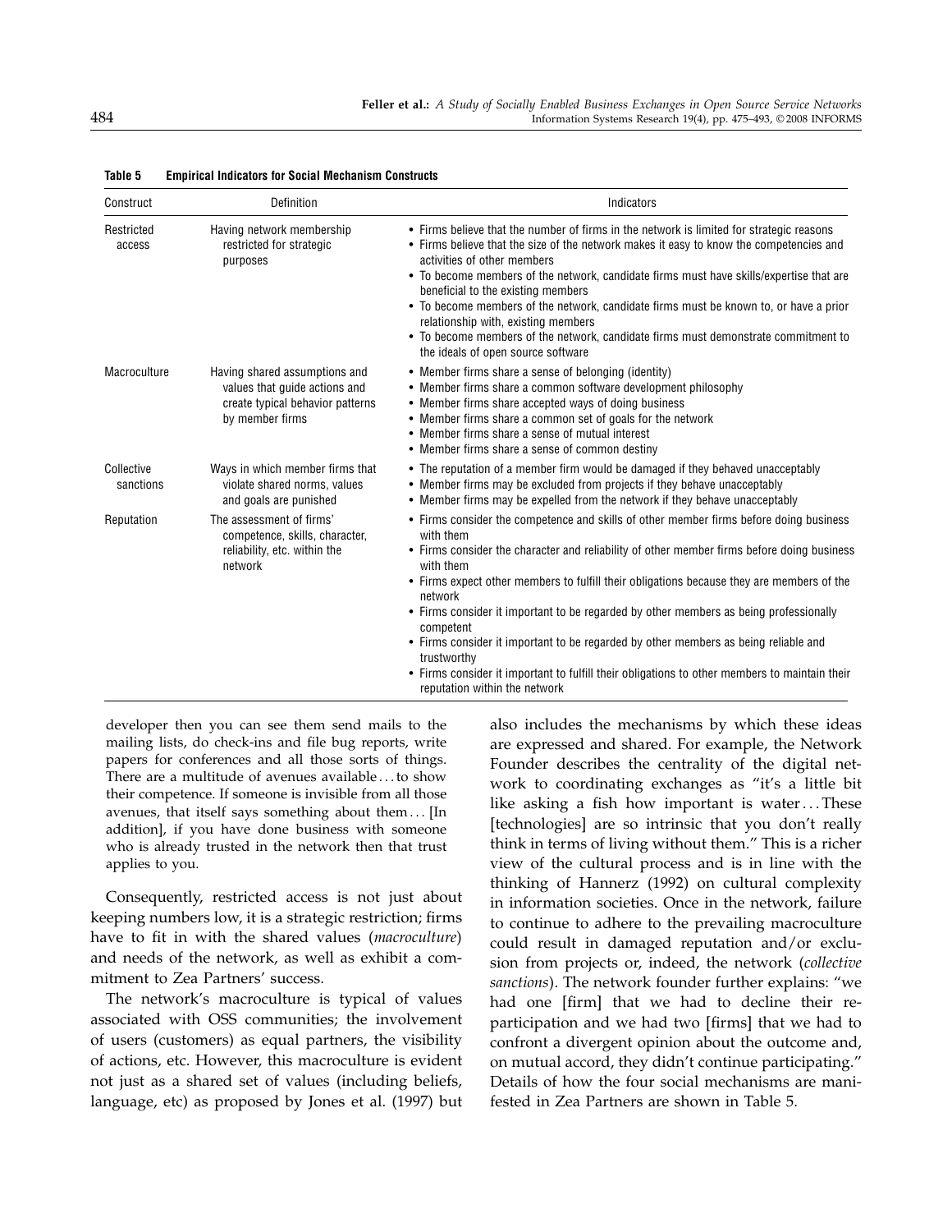**Table 5 Empirical Indicators for Social Mechanism Constructs**

| Construct | Definition | Indicators |
|---|---|---|
| Restricted access | Having network membership restricted for strategic purposes | • Firms believe that the number of firms in the network is limited for strategic reasons<br>• Firms believe that the size of the network makes it easy to know the competencies and activities of other members<br>• To become members of the network, candidate firms must have skills/expertise that are beneficial to the existing members<br>• To become members of the network, candidate firms must be known to, or have a prior relationship with, existing members<br>• To become members of the network, candidate firms must demonstrate commitment to the ideals of open source software |
| Macroculture | Having shared assumptions and values that guide actions and create typical behavior patterns by member firms | • Member firms share a sense of belonging (identity)<br>• Member firms share a common software development philosophy<br>• Member firms share accepted ways of doing business<br>• Member firms share a common set of goals for the network<br>• Member firms share a sense of mutual interest<br>• Member firms share a sense of common destiny |
| Collective sanctions | Ways in which member firms that violate shared norms, values and goals are punished | • The reputation of a member firm would be damaged if they behaved unacceptably<br>• Member firms may be excluded from projects if they behave unacceptably<br>• Member firms may be expelled from the network if they behave unacceptably |
| Reputation | The assessment of firms' competence, skills, character, reliability, etc. within the network | • Firms consider the competence and skills of other member firms before doing business with them<br>• Firms consider the character and reliability of other member firms before doing business with them<br>• Firms expect other members to fulfill their obligations because they are members of the network<br>• Firms consider it important to be regarded by other members as being professionally competent<br>• Firms consider it important to be regarded by other members as being reliable and trustworthy<br>• Firms consider it important to fulfill their obligations to other members to maintain their reputation within the network |

> developer then you can see them send mails to the mailing lists, do check-ins and file bug reports, write papers for conferences and all those sorts of things. There are a multitude of avenues available . . . to show their competence. If someone is invisible from all those avenues, that itself says something about them . . . [In addition], if you have done business with someone who is already trusted in the network then that trust applies to you.

Consequently, restricted access is not just about keeping numbers low, it is a strategic restriction; firms have to fit in with the shared values (*macroculture*) and needs of the network, as well as exhibit a commitment to Zea Partners' success.

The network's macroculture is typical of values associated with OSS communities; the involvement of users (customers) as equal partners, the visibility of actions, etc. However, this macroculture is evident not just as a shared set of values (including beliefs, language, etc) as proposed by Jones et al. (1997) but also includes the mechanisms by which these ideas are expressed and shared. For example, the Network Founder describes the centrality of the digital network to coordinating exchanges as "it's a little bit like asking a fish how important is water . . . These [technologies] are so intrinsic that you don't really think in terms of living without them." This is a richer view of the cultural process and is in line with the thinking of Hannerz (1992) on cultural complexity in information societies. Once in the network, failure to continue to adhere to the prevailing macroculture could result in damaged reputation and/or exclusion from projects or, indeed, the network (*collective sanctions*). The network founder further explains: "we had one [firm] that we had to decline their re-participation and we had two [firms] that we had to confront a divergent opinion about the outcome and, on mutual accord, they didn't continue participating." Details of how the four social mechanisms are manifested in Zea Partners are shown in Table 5.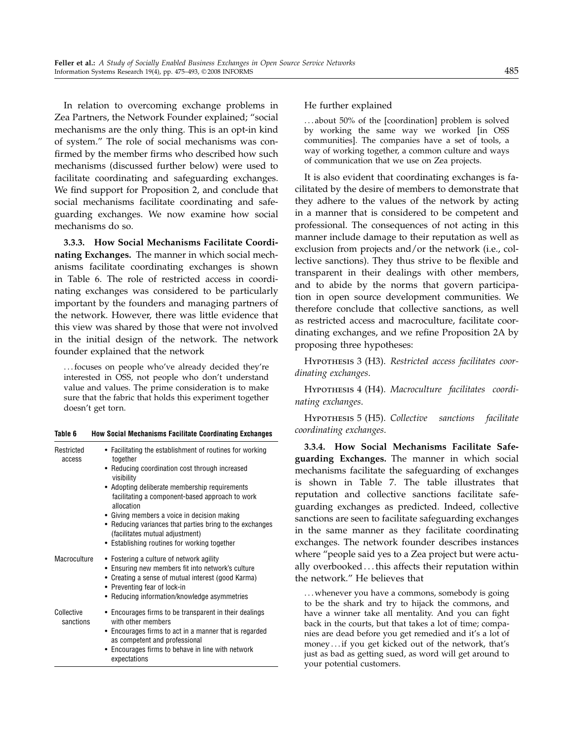In relation to overcoming exchange problems in Zea Partners, the Network Founder explained; "social mechanisms are the only thing. This is an opt-in kind of system." The role of social mechanisms was confirmed by the member firms who described how such mechanisms (discussed further below) were used to facilitate coordinating and safeguarding exchanges. We find support for Proposition 2, and conclude that social mechanisms facilitate coordinating and safeguarding exchanges. We now examine how social mechanisms do so.

**3.3.3. How Social Mechanisms Facilitate Coordinating Exchanges.** The manner in which social mechanisms facilitate coordinating exchanges is shown in Table 6. The role of restricted access in coordinating exchanges was considered to be particularly important by the founders and managing partners of the network. However, there was little evidence that this view was shared by those that were not involved in the initial design of the network. The network founder explained that the network

> …focuses on people who've already decided they're interested in OSS, not people who don't understand value and values. The prime consideration is to make sure that the fabric that holds this experiment together doesn't get torn.

**Table 6 How Social Mechanisms Facilitate Coordinating Exchanges**

| | |
|---|---|
| Restricted access | • Facilitating the establishment of routines for working together<br>• Reducing coordination cost through increased visibility<br>• Adopting deliberate membership requirements facilitating a component-based approach to work allocation<br>• Giving members a voice in decision making<br>• Reducing variances that parties bring to the exchanges (facilitates mutual adjustment)<br>• Establishing routines for working together |
| Macroculture | • Fostering a culture of network agility<br>• Ensuring new members fit into network's culture<br>• Creating a sense of mutual interest (good Karma)<br>• Preventing fear of lock-in<br>• Reducing information/knowledge asymmetries |
| Collective sanctions | • Encourages firms to be transparent in their dealings with other members<br>• Encourages firms to act in a manner that is regarded as competent and professional<br>• Encourages firms to behave in line with network expectations |

He further explained

> …about 50% of the [coordination] problem is solved by working the same way we worked [in OSS communities]. The companies have a set of tools, a way of working together, a common culture and ways of communication that we use on Zea projects.

It is also evident that coordinating exchanges is facilitated by the desire of members to demonstrate that they adhere to the values of the network by acting in a manner that is considered to be competent and professional. The consequences of not acting in this manner include damage to their reputation as well as exclusion from projects and/or the network (i.e., collective sanctions). They thus strive to be flexible and transparent in their dealings with other members, and to abide by the norms that govern participation in open source development communities. We therefore conclude that collective sanctions, as well as restricted access and macroculture, facilitate coordinating exchanges, and we refine Proposition 2A by proposing three hypotheses:

Hypothesis 3 (H3). *Restricted access facilitates coordinating exchanges.*

Hypothesis 4 (H4). *Macroculture facilitates coordinating exchanges.*

Hypothesis 5 (H5). *Collective sanctions facilitate coordinating exchanges.*

**3.3.4. How Social Mechanisms Facilitate Safeguarding Exchanges.** The manner in which social mechanisms facilitate the safeguarding of exchanges is shown in Table 7. The table illustrates that reputation and collective sanctions facilitate safeguarding exchanges as predicted. Indeed, collective sanctions are seen to facilitate safeguarding exchanges in the same manner as they facilitate coordinating exchanges. The network founder describes instances where "people said yes to a Zea project but were actually overbooked…this affects their reputation within the network." He believes that

> …whenever you have a commons, somebody is going to be the shark and try to hijack the commons, and have a winner take all mentality. And you can fight back in the courts, but that takes a lot of time; companies are dead before you get remedied and it's a lot of money…if you get kicked out of the network, that's just as bad as getting sued, as word will get around to your potential customers.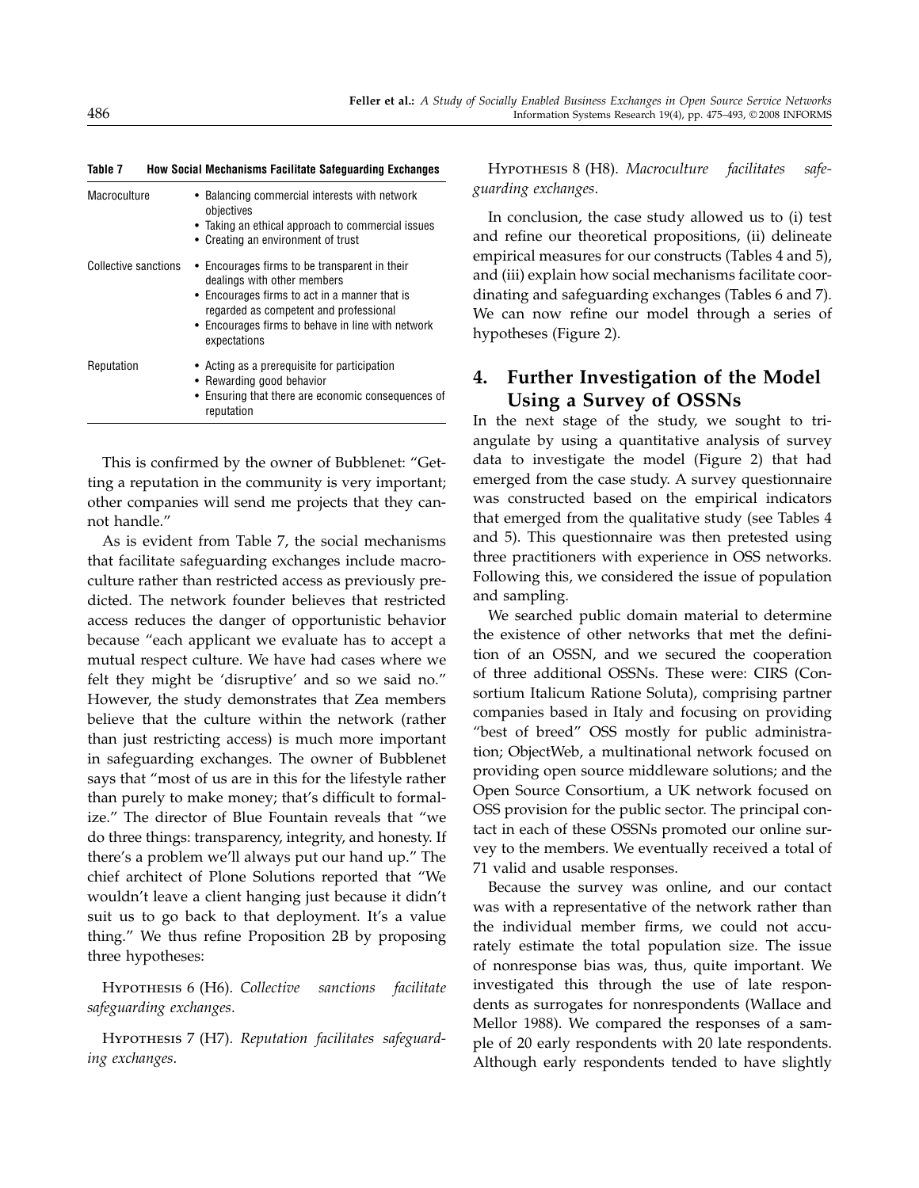**Table 7 How Social Mechanisms Facilitate Safeguarding Exchanges**

| | |
|---|---|
| Macroculture | • Balancing commercial interests with network objectives<br>• Taking an ethical approach to commercial issues<br>• Creating an environment of trust |
| Collective sanctions | • Encourages firms to be transparent in their dealings with other members<br>• Encourages firms to act in a manner that is regarded as competent and professional<br>• Encourages firms to behave in line with network expectations |
| Reputation | • Acting as a prerequisite for participation<br>• Rewarding good behavior<br>• Ensuring that there are economic consequences of reputation |

This is confirmed by the owner of Bubblenet: "Getting a reputation in the community is very important; other companies will send me projects that they cannot handle."

As is evident from Table 7, the social mechanisms that facilitate safeguarding exchanges include macroculture rather than restricted access as previously predicted. The network founder believes that restricted access reduces the danger of opportunistic behavior because "each applicant we evaluate has to accept a mutual respect culture. We have had cases where we felt they might be 'disruptive' and so we said no." However, the study demonstrates that Zea members believe that the culture within the network (rather than just restricting access) is much more important in safeguarding exchanges. The owner of Bubblenet says that "most of us are in this for the lifestyle rather than purely to make money; that's difficult to formalize." The director of Blue Fountain reveals that "we do three things: transparency, integrity, and honesty. If there's a problem we'll always put our hand up." The chief architect of Plone Solutions reported that "We wouldn't leave a client hanging just because it didn't suit us to go back to that deployment. It's a value thing." We thus refine Proposition 2B by proposing three hypotheses:

Hypothesis 6 (H6). *Collective sanctions facilitate safeguarding exchanges.*

Hypothesis 7 (H7). *Reputation facilitates safeguarding exchanges.*

Hypothesis 8 (H8). *Macroculture facilitates safeguarding exchanges.*

In conclusion, the case study allowed us to (i) test and refine our theoretical propositions, (ii) delineate empirical measures for our constructs (Tables 4 and 5), and (iii) explain how social mechanisms facilitate coordinating and safeguarding exchanges (Tables 6 and 7). We can now refine our model through a series of hypotheses (Figure 2).

## 4. Further Investigation of the Model Using a Survey of OSSNs

In the next stage of the study, we sought to triangulate by using a quantitative analysis of survey data to investigate the model (Figure 2) that had emerged from the case study. A survey questionnaire was constructed based on the empirical indicators that emerged from the qualitative study (see Tables 4 and 5). This questionnaire was then pretested using three practitioners with experience in OSS networks. Following this, we considered the issue of population and sampling.

We searched public domain material to determine the existence of other networks that met the definition of an OSSN, and we secured the cooperation of three additional OSSNs. These were: CIRS (Consortium Italicum Ratione Soluta), comprising partner companies based in Italy and focusing on providing "best of breed" OSS mostly for public administration; ObjectWeb, a multinational network focused on providing open source middleware solutions; and the Open Source Consortium, a UK network focused on OSS provision for the public sector. The principal contact in each of these OSSNs promoted our online survey to the members. We eventually received a total of 71 valid and usable responses.

Because the survey was online, and our contact was with a representative of the network rather than the individual member firms, we could not accurately estimate the total population size. The issue of nonresponse bias was, thus, quite important. We investigated this through the use of late respondents as surrogates for nonrespondents (Wallace and Mellor 1988). We compared the responses of a sample of 20 early respondents with 20 late respondents. Although early respondents tended to have slightly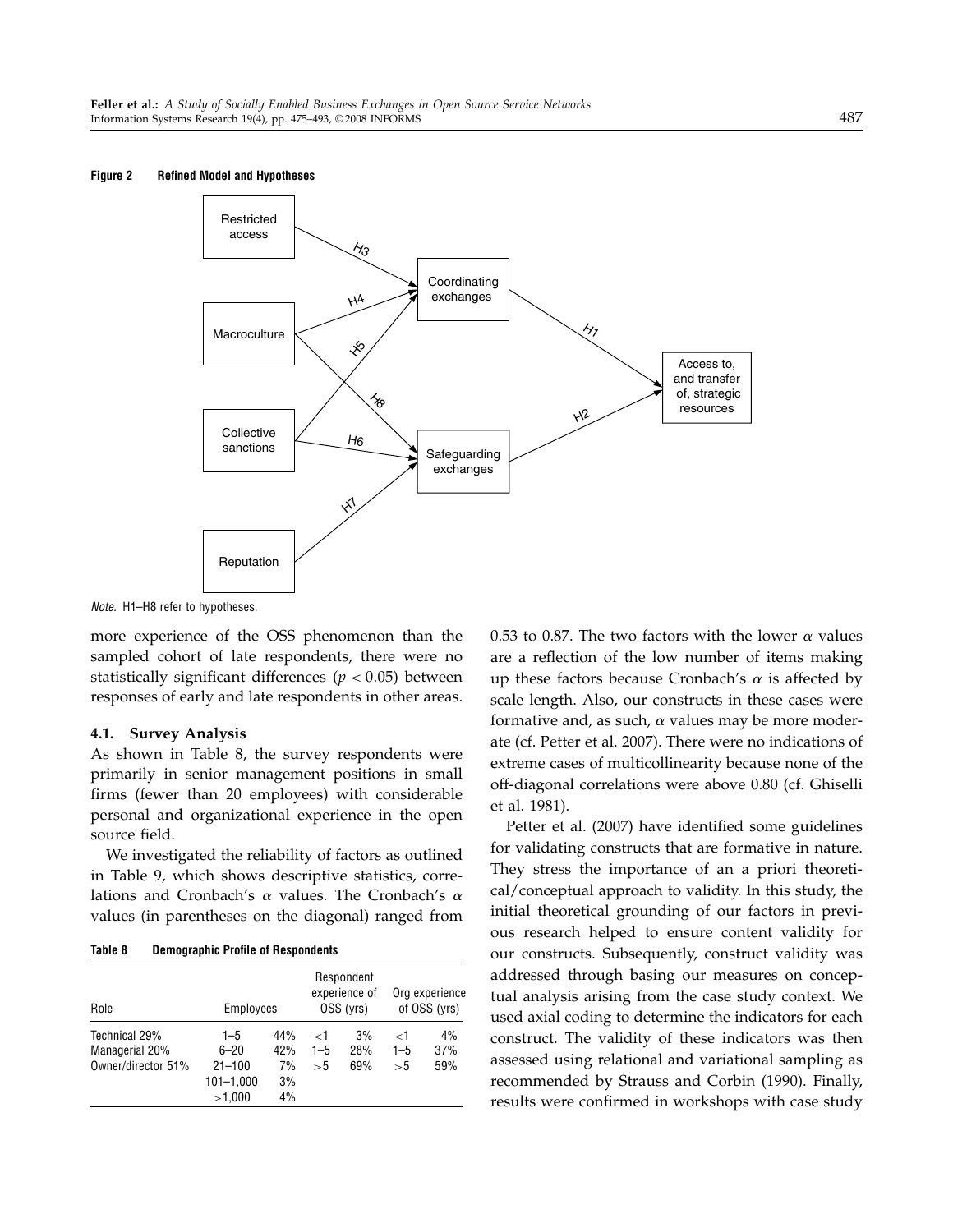**Figure 2 Refined Model and Hypotheses**

*Note.* H1–H8 refer to hypotheses.

more experience of the OSS phenomenon than the sampled cohort of late respondents, there were no statistically significant differences ($p < 0.05$) between responses of early and late respondents in other areas.

### 4.1. Survey Analysis

As shown in Table 8, the survey respondents were primarily in senior management positions in small firms (fewer than 20 employees) with considerable personal and organizational experience in the open source field.

We investigated the reliability of factors as outlined in Table 9, which shows descriptive statistics, correlations and Cronbach's $\alpha$ values. The Cronbach's $\alpha$ values (in parentheses on the diagonal) ranged from 0.53 to 0.87. The two factors with the lower $\alpha$ values are a reflection of the low number of items making up these factors because Cronbach's $\alpha$ is affected by scale length. Also, our constructs in these cases were formative and, as such, $\alpha$ values may be more moderate (cf. Petter et al. 2007). There were no indications of extreme cases of multicollinearity because none of the off-diagonal correlations were above 0.80 (cf. Ghiselli et al. 1981).

**Table 8 Demographic Profile of Respondents**

| Role | Employees | | Respondent experience of OSS (yrs) | | Org experience of OSS (yrs) | |
|---|---|---|---|---|---|---|
| Technical 29% | 1–5 | 44% | <1 | 3% | <1 | 4% |
| Managerial 20% | 6–20 | 42% | 1–5 | 28% | 1–5 | 37% |
| Owner/director 51% | 21–100 | 7% | >5 | 69% | >5 | 59% |
| | 101–1,000 | 3% | | | | |
| | >1,000 | 4% | | | | |

Petter et al. (2007) have identified some guidelines for validating constructs that are formative in nature. They stress the importance of an a priori theoretical/conceptual approach to validity. In this study, the initial theoretical grounding of our factors in previous research helped to ensure content validity for our constructs. Subsequently, construct validity was addressed through basing our measures on conceptual analysis arising from the case study context. We used axial coding to determine the indicators for each construct. The validity of these indicators was then assessed using relational and variational sampling as recommended by Strauss and Corbin (1990). Finally, results were confirmed in workshops with case study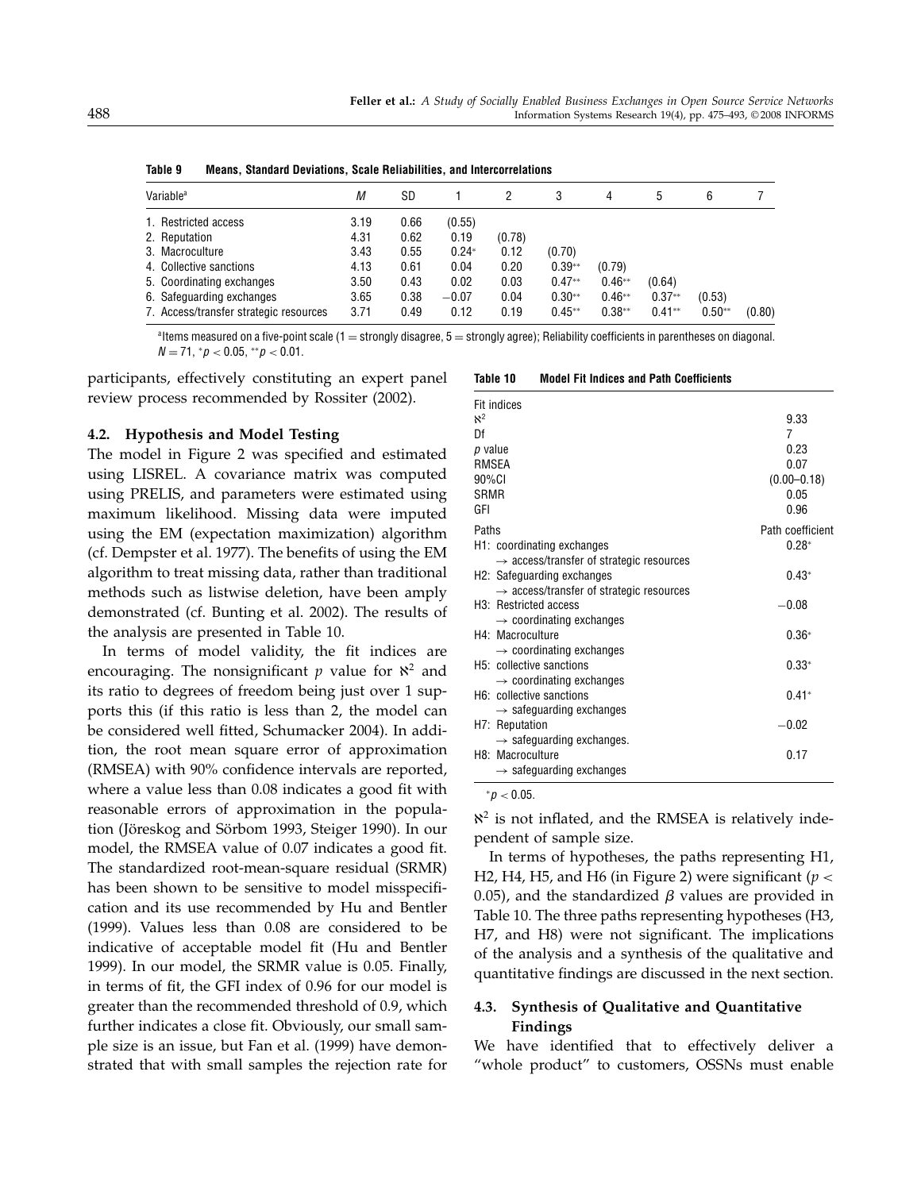**Table 9 Means, Standard Deviations, Scale Reliabilities, and Intercorrelations**

| Variable[a] | M | SD | 1 | 2 | 3 | 4 | 5 | 6 | 7 |
|---|---|---|---|---|---|---|---|---|---|
| 1. Restricted access | 3.19 | 0.66 | (0.55) | | | | | | |
| 2. Reputation | 4.31 | 0.62 | 0.19 | (0.78) | | | | | |
| 3. Macroculture | 3.43 | 0.55 | 0.24* | 0.12 | (0.70) | | | | |
| 4. Collective sanctions | 4.13 | 0.61 | 0.04 | 0.20 | 0.39** | (0.79) | | | |
| 5. Coordinating exchanges | 3.50 | 0.43 | 0.02 | 0.03 | 0.47** | 0.46** | (0.64) | | |
| 6. Safeguarding exchanges | 3.65 | 0.38 | −0.07 | 0.04 | 0.30** | 0.46** | 0.37** | (0.53) | |
| 7. Access/transfer strategic resources | 3.71 | 0.49 | 0.12 | 0.19 | 0.45** | 0.38** | 0.41** | 0.50** | (0.80) |

[a]Items measured on a five-point scale (1 = strongly disagree, 5 = strongly agree); Reliability coefficients in parentheses on diagonal. $N = 71$, $^{*}p < 0.05$, $^{**}p < 0.01$.

participants, effectively constituting an expert panel review process recommended by Rossiter (2002).

### 4.2. Hypothesis and Model Testing

The model in Figure 2 was specified and estimated using LISREL. A covariance matrix was computed using PRELIS, and parameters were estimated using maximum likelihood. Missing data were imputed using the EM (expectation maximization) algorithm (cf. Dempster et al. 1977). The benefits of using the EM algorithm to treat missing data, rather than traditional methods such as listwise deletion, have been amply demonstrated (cf. Bunting et al. 2002). The results of the analysis are presented in Table 10.

In terms of model validity, the fit indices are encouraging. The nonsignificant $p$ value for $\aleph^2$ and its ratio to degrees of freedom being just over 1 supports this (if this ratio is less than 2, the model can be considered well fitted, Schumacker 2004). In addition, the root mean square error of approximation (RMSEA) with 90% confidence intervals are reported, where a value less than 0.08 indicates a good fit with reasonable errors of approximation in the population (Jöreskog and Sörbom 1993, Steiger 1990). In our model, the RMSEA value of 0.07 indicates a good fit. The standardized root-mean-square residual (SRMR) has been shown to be sensitive to model misspecification and its use recommended by Hu and Bentler (1999). Values less than 0.08 are considered to be indicative of acceptable model fit (Hu and Bentler 1999). In our model, the SRMR value is 0.05. Finally, in terms of fit, the GFI index of 0.96 for our model is greater than the recommended threshold of 0.9, which further indicates a close fit. Obviously, our small sample size is an issue, but Fan et al. (1999) have demonstrated that with small samples the rejection rate for $\aleph^2$ is not inflated, and the RMSEA is relatively independent of sample size.

**Table 10 Model Fit Indices and Path Coefficients**

| Fit indices | |
|---|---|
| $\aleph^2$ | 9.33 |
| Df | 7 |
| $p$ value | 0.23 |
| RMSEA | 0.07 |
| 90%CI | (0.00–0.18) |
| SRMR | 0.05 |
| GFI | 0.96 |
| **Paths** | **Path coefficient** |
| H1: coordinating exchanges → access/transfer of strategic resources | 0.28* |
| H2: Safeguarding exchanges → access/transfer of strategic resources | 0.43* |
| H3: Restricted access → coordinating exchanges | −0.08 |
| H4: Macroculture → coordinating exchanges | 0.36* |
| H5: collective sanctions → coordinating exchanges | 0.33* |
| H6: collective sanctions → safeguarding exchanges | 0.41* |
| H7: Reputation → safeguarding exchanges. | −0.02 |
| H8: Macroculture → safeguarding exchanges | 0.17 |

$^{*}p < 0.05$.

In terms of hypotheses, the paths representing H1, H2, H4, H5, and H6 (in Figure 2) were significant ($p < 0.05$), and the standardized $\beta$ values are provided in Table 10. The three paths representing hypotheses (H3, H7, and H8) were not significant. The implications of the analysis and a synthesis of the qualitative and quantitative findings are discussed in the next section.

### 4.3. Synthesis of Qualitative and Quantitative Findings

We have identified that to effectively deliver a "whole product" to customers, OSSNs must enable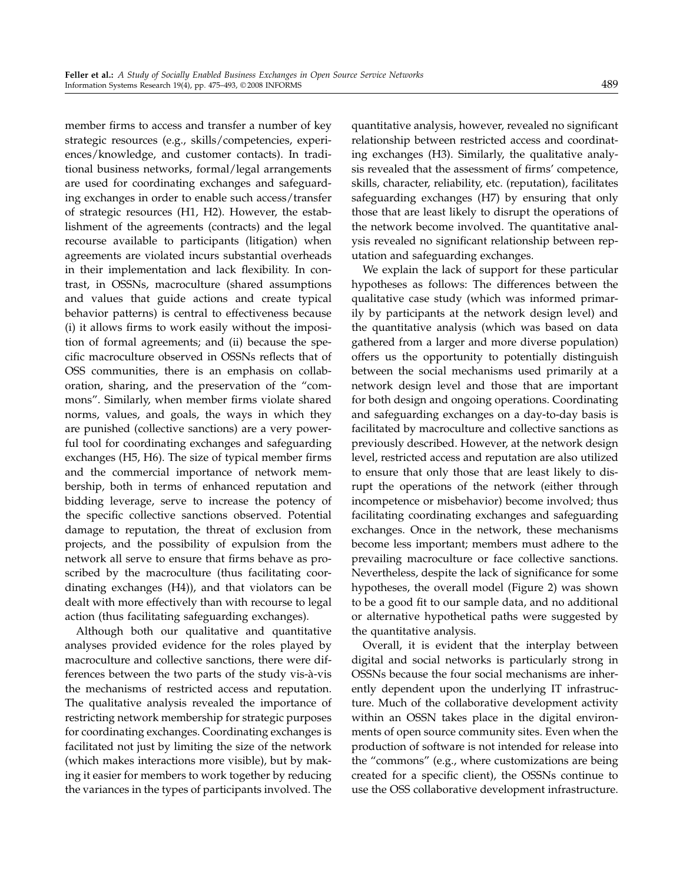member firms to access and transfer a number of key strategic resources (e.g., skills/competencies, experiences/knowledge, and customer contacts). In traditional business networks, formal/legal arrangements are used for coordinating exchanges and safeguarding exchanges in order to enable such access/transfer of strategic resources (H1, H2). However, the establishment of the agreements (contracts) and the legal recourse available to participants (litigation) when agreements are violated incurs substantial overheads in their implementation and lack flexibility. In contrast, in OSSNs, macroculture (shared assumptions and values that guide actions and create typical behavior patterns) is central to effectiveness because (i) it allows firms to work easily without the imposition of formal agreements; and (ii) because the specific macroculture observed in OSSNs reflects that of OSS communities, there is an emphasis on collaboration, sharing, and the preservation of the "commons". Similarly, when member firms violate shared norms, values, and goals, the ways in which they are punished (collective sanctions) are a very powerful tool for coordinating exchanges and safeguarding exchanges (H5, H6). The size of typical member firms and the commercial importance of network membership, both in terms of enhanced reputation and bidding leverage, serve to increase the potency of the specific collective sanctions observed. Potential damage to reputation, the threat of exclusion from projects, and the possibility of expulsion from the network all serve to ensure that firms behave as proscribed by the macroculture (thus facilitating coordinating exchanges (H4)), and that violators can be dealt with more effectively than with recourse to legal action (thus facilitating safeguarding exchanges).

Although both our qualitative and quantitative analyses provided evidence for the roles played by macroculture and collective sanctions, there were differences between the two parts of the study vis-à-vis the mechanisms of restricted access and reputation. The qualitative analysis revealed the importance of restricting network membership for strategic purposes for coordinating exchanges. Coordinating exchanges is facilitated not just by limiting the size of the network (which makes interactions more visible), but by making it easier for members to work together by reducing the variances in the types of participants involved. The quantitative analysis, however, revealed no significant relationship between restricted access and coordinating exchanges (H3). Similarly, the qualitative analysis revealed that the assessment of firms' competence, skills, character, reliability, etc. (reputation), facilitates safeguarding exchanges (H7) by ensuring that only those that are least likely to disrupt the operations of the network become involved. The quantitative analysis revealed no significant relationship between reputation and safeguarding exchanges.

We explain the lack of support for these particular hypotheses as follows: The differences between the qualitative case study (which was informed primarily by participants at the network design level) and the quantitative analysis (which was based on data gathered from a larger and more diverse population) offers us the opportunity to potentially distinguish between the social mechanisms used primarily at a network design level and those that are important for both design and ongoing operations. Coordinating and safeguarding exchanges on a day-to-day basis is facilitated by macroculture and collective sanctions as previously described. However, at the network design level, restricted access and reputation are also utilized to ensure that only those that are least likely to disrupt the operations of the network (either through incompetence or misbehavior) become involved; thus facilitating coordinating exchanges and safeguarding exchanges. Once in the network, these mechanisms become less important; members must adhere to the prevailing macroculture or face collective sanctions. Nevertheless, despite the lack of significance for some hypotheses, the overall model (Figure 2) was shown to be a good fit to our sample data, and no additional or alternative hypothetical paths were suggested by the quantitative analysis.

Overall, it is evident that the interplay between digital and social networks is particularly strong in OSSNs because the four social mechanisms are inherently dependent upon the underlying IT infrastructure. Much of the collaborative development activity within an OSSN takes place in the digital environments of open source community sites. Even when the production of software is not intended for release into the "commons" (e.g., where customizations are being created for a specific client), the OSSNs continue to use the OSS collaborative development infrastructure.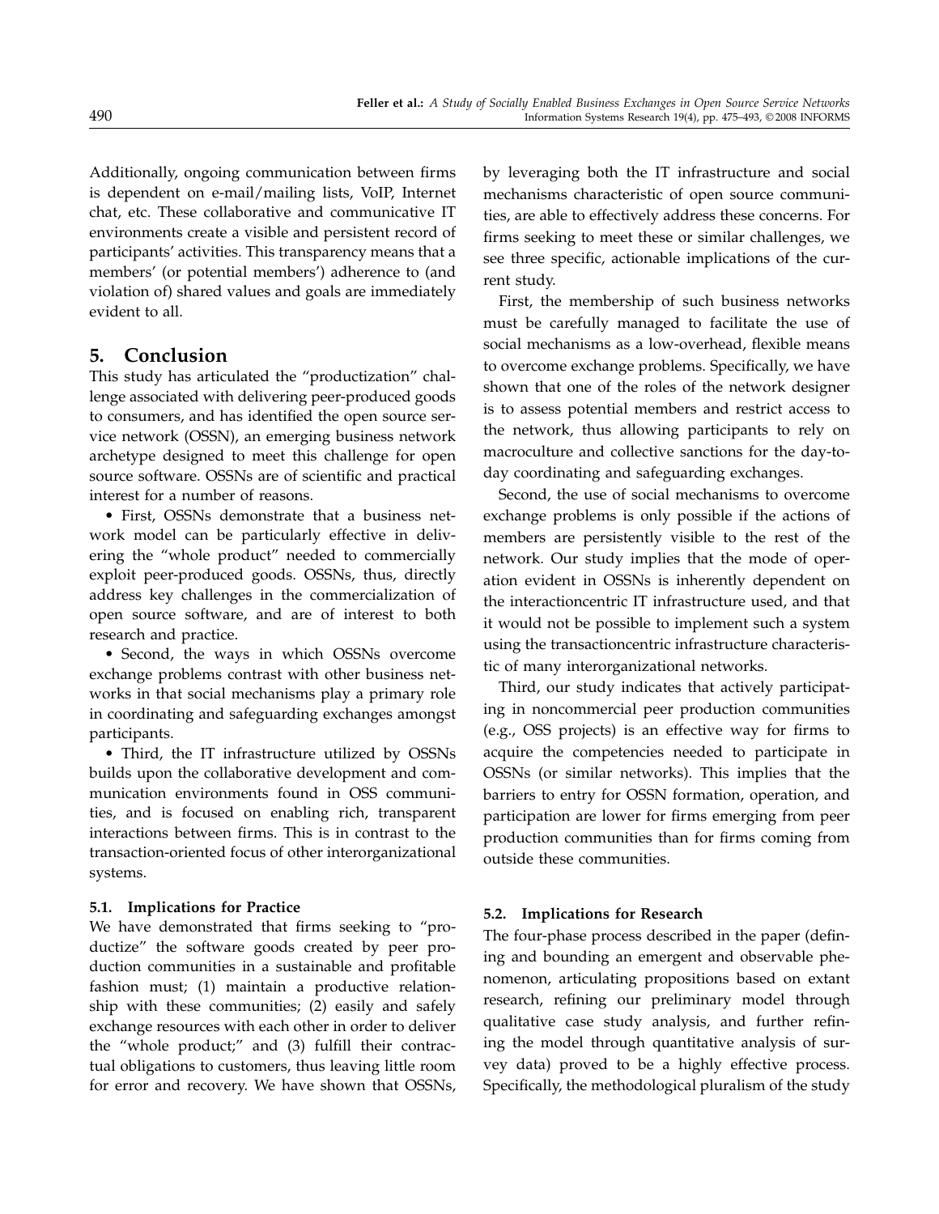Additionally, ongoing communication between firms is dependent on e-mail/mailing lists, VoIP, Internet chat, etc. These collaborative and communicative IT environments create a visible and persistent record of participants' activities. This transparency means that a members' (or potential members') adherence to (and violation of) shared values and goals are immediately evident to all.

## 5. Conclusion

This study has articulated the "productization" challenge associated with delivering peer-produced goods to consumers, and has identified the open source service network (OSSN), an emerging business network archetype designed to meet this challenge for open source software. OSSNs are of scientific and practical interest for a number of reasons.

- First, OSSNs demonstrate that a business network model can be particularly effective in delivering the "whole product" needed to commercially exploit peer-produced goods. OSSNs, thus, directly address key challenges in the commercialization of open source software, and are of interest to both research and practice.
- Second, the ways in which OSSNs overcome exchange problems contrast with other business networks in that social mechanisms play a primary role in coordinating and safeguarding exchanges amongst participants.
- Third, the IT infrastructure utilized by OSSNs builds upon the collaborative development and communication environments found in OSS communities, and is focused on enabling rich, transparent interactions between firms. This is in contrast to the transaction-oriented focus of other interorganizational systems.

### 5.1. Implications for Practice

We have demonstrated that firms seeking to "productize" the software goods created by peer production communities in a sustainable and profitable fashion must; (1) maintain a productive relationship with these communities; (2) easily and safely exchange resources with each other in order to deliver the "whole product;" and (3) fulfill their contractual obligations to customers, thus leaving little room for error and recovery. We have shown that OSSNs, by leveraging both the IT infrastructure and social mechanisms characteristic of open source communities, are able to effectively address these concerns. For firms seeking to meet these or similar challenges, we see three specific, actionable implications of the current study.

First, the membership of such business networks must be carefully managed to facilitate the use of social mechanisms as a low-overhead, flexible means to overcome exchange problems. Specifically, we have shown that one of the roles of the network designer is to assess potential members and restrict access to the network, thus allowing participants to rely on macroculture and collective sanctions for the day-to-day coordinating and safeguarding exchanges.

Second, the use of social mechanisms to overcome exchange problems is only possible if the actions of members are persistently visible to the rest of the network. Our study implies that the mode of operation evident in OSSNs is inherently dependent on the interactioncentric IT infrastructure used, and that it would not be possible to implement such a system using the transactioncentric infrastructure characteristic of many interorganizational networks.

Third, our study indicates that actively participating in noncommercial peer production communities (e.g., OSS projects) is an effective way for firms to acquire the competencies needed to participate in OSSNs (or similar networks). This implies that the barriers to entry for OSSN formation, operation, and participation are lower for firms emerging from peer production communities than for firms coming from outside these communities.

### 5.2. Implications for Research

The four-phase process described in the paper (defining and bounding an emergent and observable phenomenon, articulating propositions based on extant research, refining our preliminary model through qualitative case study analysis, and further refining the model through quantitative analysis of survey data) proved to be a highly effective process. Specifically, the methodological pluralism of the study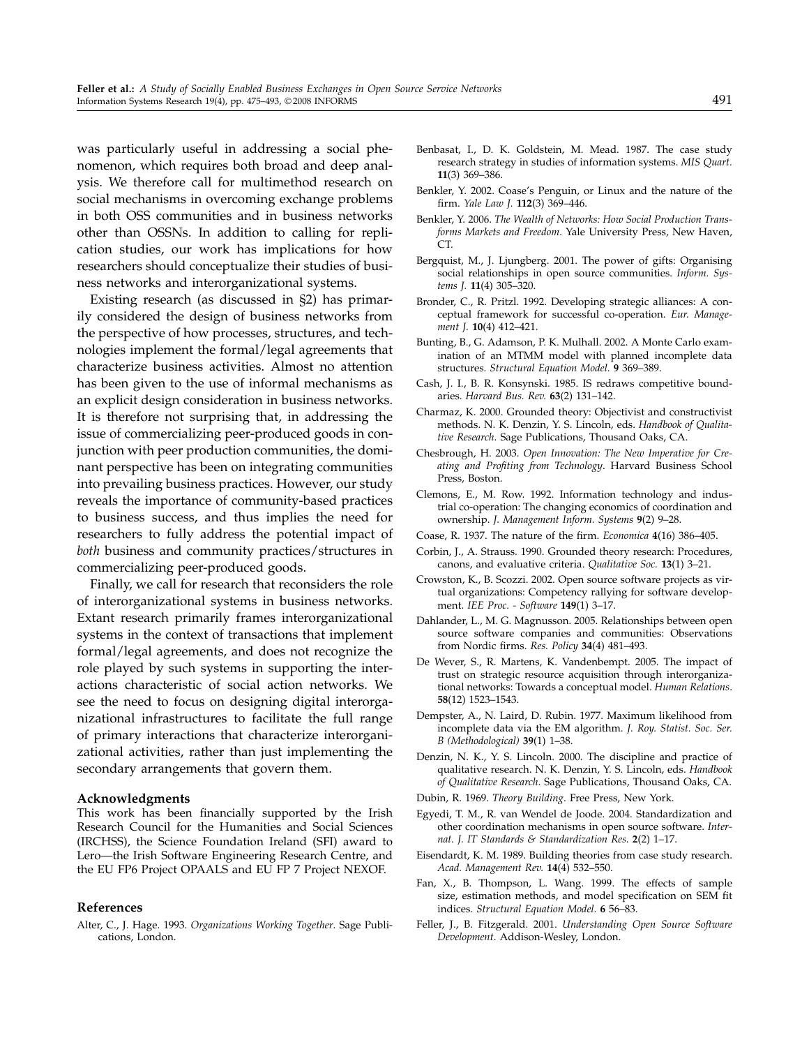was particularly useful in addressing a social phenomenon, which requires both broad and deep analysis. We therefore call for multimethod research on social mechanisms in overcoming exchange problems in both OSS communities and in business networks other than OSSNs. In addition to calling for replication studies, our work has implications for how researchers should conceptualize their studies of business networks and interorganizational systems.

Existing research (as discussed in §2) has primarily considered the design of business networks from the perspective of how processes, structures, and technologies implement the formal/legal agreements that characterize business activities. Almost no attention has been given to the use of informal mechanisms as an explicit design consideration in business networks. It is therefore not surprising that, in addressing the issue of commercializing peer-produced goods in conjunction with peer production communities, the dominant perspective has been on integrating communities into prevailing business practices. However, our study reveals the importance of community-based practices to business success, and thus implies the need for researchers to fully address the potential impact of *both* business and community practices/structures in commercializing peer-produced goods.

Finally, we call for research that reconsiders the role of interorganizational systems in business networks. Extant research primarily frames interorganizational systems in the context of transactions that implement formal/legal agreements, and does not recognize the role played by such systems in supporting the interactions characteristic of social action networks. We see the need to focus on designing digital interorganizational infrastructures to facilitate the full range of primary interactions that characterize interorganizational activities, rather than just implementing the secondary arrangements that govern them.

### Acknowledgments

This work has been financially supported by the Irish Research Council for the Humanities and Social Sciences (IRCHSS), the Science Foundation Ireland (SFI) award to Lero—the Irish Software Engineering Research Centre, and the EU FP6 Project OPAALS and EU FP 7 Project NEXOF.

### References

Alter, C., J. Hage. 1993. *Organizations Working Together*. Sage Publications, London.

Benbasat, I., D. K. Goldstein, M. Mead. 1987. The case study research strategy in studies of information systems. *MIS Quart.* **11**(3) 369–386.

Benkler, Y. 2002. Coase's Penguin, or Linux and the nature of the firm. *Yale Law J.* **112**(3) 369–446.

Benkler, Y. 2006. *The Wealth of Networks: How Social Production Transforms Markets and Freedom*. Yale University Press, New Haven, CT.

Bergquist, M., J. Ljungberg. 2001. The power of gifts: Organising social relationships in open source communities. *Inform. Systems J.* **11**(4) 305–320.

Bronder, C., R. Pritzl. 1992. Developing strategic alliances: A conceptual framework for successful co-operation. *Eur. Management J.* **10**(4) 412–421.

Bunting, B., G. Adamson, P. K. Mulhall. 2002. A Monte Carlo examination of an MTMM model with planned incomplete data structures. *Structural Equation Model.* **9** 369–389.

Cash, J. I., B. R. Konsynski. 1985. IS redraws competitive boundaries. *Harvard Bus. Rev.* **63**(2) 131–142.

Charmaz, K. 2000. Grounded theory: Objectivist and constructivist methods. N. K. Denzin, Y. S. Lincoln, eds. *Handbook of Qualitative Research*. Sage Publications, Thousand Oaks, CA.

Chesbrough, H. 2003. *Open Innovation: The New Imperative for Creating and Profiting from Technology*. Harvard Business School Press, Boston.

Clemons, E., M. Row. 1992. Information technology and industrial co-operation: The changing economics of coordination and ownership. *J. Management Inform. Systems* **9**(2) 9–28.

Coase, R. 1937. The nature of the firm. *Economica* **4**(16) 386–405.

Corbin, J., A. Strauss. 1990. Grounded theory research: Procedures, canons, and evaluative criteria. *Qualitative Soc.* **13**(1) 3–21.

Crowston, K., B. Scozzi. 2002. Open source software projects as virtual organizations: Competency rallying for software development. *IEE Proc. - Software* **149**(1) 3–17.

Dahlander, L., M. G. Magnusson. 2005. Relationships between open source software companies and communities: Observations from Nordic firms. *Res. Policy* **34**(4) 481–493.

De Wever, S., R. Martens, K. Vandenbempt. 2005. The impact of trust on strategic resource acquisition through interorganizational networks: Towards a conceptual model. *Human Relations*. **58**(12) 1523–1543.

Dempster, A., N. Laird, D. Rubin. 1977. Maximum likelihood from incomplete data via the EM algorithm. *J. Roy. Statist. Soc. Ser. B (Methodological)* **39**(1) 1–38.

Denzin, N. K., Y. S. Lincoln. 2000. The discipline and practice of qualitative research. N. K. Denzin, Y. S. Lincoln, eds. *Handbook of Qualitative Research*. Sage Publications, Thousand Oaks, CA.

Dubin, R. 1969. *Theory Building*. Free Press, New York.

Egyedi, T. M., R. van Wendel de Joode. 2004. Standardization and other coordination mechanisms in open source software. *Internat. J. IT Standards & Standardization Res.* **2**(2) 1–17.

Eisendardt, K. M. 1989. Building theories from case study research. *Acad. Management Rev.* **14**(4) 532–550.

Fan, X., B. Thompson, L. Wang. 1999. The effects of sample size, estimation methods, and model specification on SEM fit indices. *Structural Equation Model.* **6** 56–83.

Feller, J., B. Fitzgerald. 2001. *Understanding Open Source Software Development*. Addison-Wesley, London.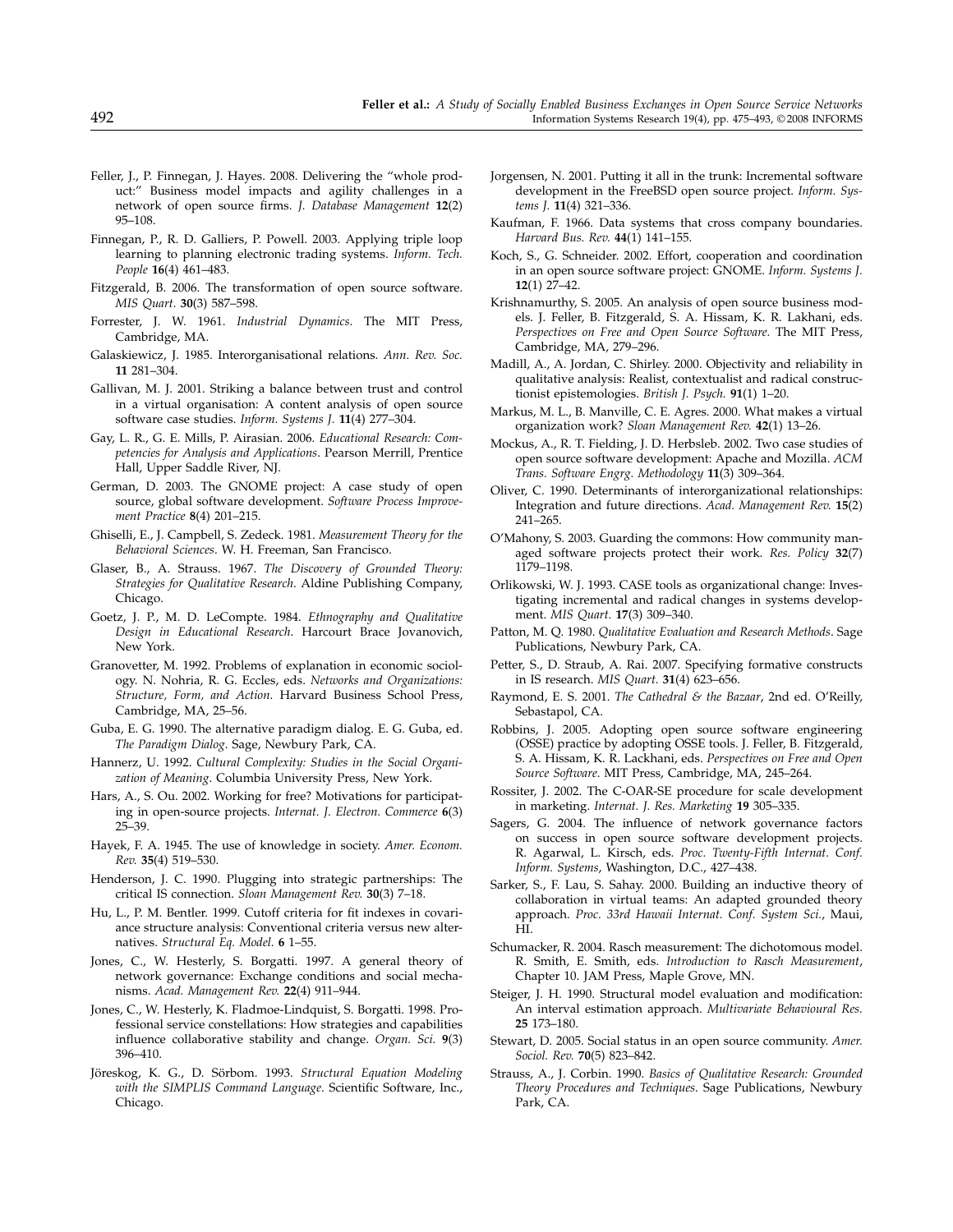Feller, J., P. Finnegan, J. Hayes. 2008. Delivering the "whole product:" Business model impacts and agility challenges in a network of open source firms. *J. Database Management* **12**(2) 95–108.

Finnegan, P., R. D. Galliers, P. Powell. 2003. Applying triple loop learning to planning electronic trading systems. *Inform. Tech. People* **16**(4) 461–483.

Fitzgerald, B. 2006. The transformation of open source software. *MIS Quart.* **30**(3) 587–598.

Forrester, J. W. 1961. *Industrial Dynamics.* The MIT Press, Cambridge, MA.

Galaskiewicz, J. 1985. Interorganisational relations. *Ann. Rev. Soc.* **11** 281–304.

Gallivan, M. J. 2001. Striking a balance between trust and control in a virtual organisation: A content analysis of open source software case studies. *Inform. Systems J.* **11**(4) 277–304.

Gay, L. R., G. E. Mills, P. Airasian. 2006. *Educational Research: Competencies for Analysis and Applications*. Pearson Merrill, Prentice Hall, Upper Saddle River, NJ.

German, D. 2003. The GNOME project: A case study of open source, global software development. *Software Process Improvement Practice* **8**(4) 201–215.

Ghiselli, E., J. Campbell, S. Zedeck. 1981. *Measurement Theory for the Behavioral Sciences*. W. H. Freeman, San Francisco.

Glaser, B., A. Strauss. 1967. *The Discovery of Grounded Theory: Strategies for Qualitative Research*. Aldine Publishing Company, Chicago.

Goetz, J. P., M. D. LeCompte. 1984. *Ethnography and Qualitative Design in Educational Research.* Harcourt Brace Jovanovich, New York.

Granovetter, M. 1992. Problems of explanation in economic sociology. N. Nohria, R. G. Eccles, eds. *Networks and Organizations: Structure, Form, and Action*. Harvard Business School Press, Cambridge, MA, 25–56.

Guba, E. G. 1990. The alternative paradigm dialog. E. G. Guba, ed. *The Paradigm Dialog.* Sage, Newbury Park, CA.

Hannerz, U. 1992. *Cultural Complexity: Studies in the Social Organization of Meaning*. Columbia University Press, New York.

Hars, A., S. Ou. 2002. Working for free? Motivations for participating in open-source projects. *Internat. J. Electron. Commerce* **6**(3) 25–39.

Hayek, F. A. 1945. The use of knowledge in society. *Amer. Econom. Rev.* **35**(4) 519–530.

Henderson, J. C. 1990. Plugging into strategic partnerships: The critical IS connection. *Sloan Management Rev.* **30**(3) 7–18.

Hu, L., P. M. Bentler. 1999. Cutoff criteria for fit indexes in covariance structure analysis: Conventional criteria versus new alternatives. *Structural Eq. Model.* **6** 1–55.

Jones, C., W. Hesterly, S. Borgatti. 1997. A general theory of network governance: Exchange conditions and social mechanisms. *Acad. Management Rev.* **22**(4) 911–944.

Jones, C., W. Hesterly, K. Fladmoe-Lindquist, S. Borgatti. 1998. Professional service constellations: How strategies and capabilities influence collaborative stability and change. *Organ. Sci.* **9**(3) 396–410.

Jöreskog, K. G., D. Sörbom. 1993. *Structural Equation Modeling with the SIMPLIS Command Language*. Scientific Software, Inc., Chicago.

Jorgensen, N. 2001. Putting it all in the trunk: Incremental software development in the FreeBSD open source project. *Inform. Systems J.* **11**(4) 321–336.

Kaufman, F. 1966. Data systems that cross company boundaries. *Harvard Bus. Rev.* **44**(1) 141–155.

Koch, S., G. Schneider. 2002. Effort, cooperation and coordination in an open source software project: GNOME. *Inform. Systems J.* **12**(1) 27–42.

Krishnamurthy, S. 2005. An analysis of open source business models. J. Feller, B. Fitzgerald, S. A. Hissam, K. R. Lakhani, eds. *Perspectives on Free and Open Source Software.* The MIT Press, Cambridge, MA, 279–296.

Madill, A., A. Jordan, C. Shirley. 2000. Objectivity and reliability in qualitative analysis: Realist, contextualist and radical constructionist epistemologies. *British J. Psych.* **91**(1) 1–20.

Markus, M. L., B. Manville, C. E. Agres. 2000. What makes a virtual organization work? *Sloan Management Rev.* **42**(1) 13–26.

Mockus, A., R. T. Fielding, J. D. Herbsleb. 2002. Two case studies of open source software development: Apache and Mozilla. *ACM Trans. Software Engrg. Methodology* **11**(3) 309–364.

Oliver, C. 1990. Determinants of interorganizational relationships: Integration and future directions. *Acad. Management Rev.* **15**(2) 241–265.

O'Mahony, S. 2003. Guarding the commons: How community managed software projects protect their work. *Res. Policy* **32**(7) 1179–1198.

Orlikowski, W. J. 1993. CASE tools as organizational change: Investigating incremental and radical changes in systems development. *MIS Quart.* **17**(3) 309–340.

Patton, M. Q. 1980. *Qualitative Evaluation and Research Methods*. Sage Publications, Newbury Park, CA.

Petter, S., D. Straub, A. Rai. 2007. Specifying formative constructs in IS research. *MIS Quart.* **31**(4) 623–656.

Raymond, E. S. 2001. *The Cathedral & the Bazaar*, 2nd ed. O'Reilly, Sebastapol, CA.

Robbins, J. 2005. Adopting open source software engineering (OSSE) practice by adopting OSSE tools. J. Feller, B. Fitzgerald, S. A. Hissam, K. R. Lackhani, eds. *Perspectives on Free and Open Source Software*. MIT Press, Cambridge, MA, 245–264.

Rossiter, J. 2002. The C-OAR-SE procedure for scale development in marketing. *Internat. J. Res. Marketing* **19** 305–335.

Sagers, G. 2004. The influence of network governance factors on success in open source software development projects. R. Agarwal, L. Kirsch, eds. *Proc. Twenty-Fifth Internat. Conf. Inform. Systems*, Washington, D.C., 427–438.

Sarker, S., F. Lau, S. Sahay. 2000. Building an inductive theory of collaboration in virtual teams: An adapted grounded theory approach. *Proc. 33rd Hawaii Internat. Conf. System Sci.*, Maui, HI.

Schumacker, R. 2004. Rasch measurement: The dichotomous model. R. Smith, E. Smith, eds. *Introduction to Rasch Measurement*, Chapter 10. JAM Press, Maple Grove, MN.

Steiger, J. H. 1990. Structural model evaluation and modification: An interval estimation approach. *Multivariate Behavioural Res.* **25** 173–180.

Stewart, D. 2005. Social status in an open source community. *Amer. Sociol. Rev.* **70**(5) 823–842.

Strauss, A., J. Corbin. 1990. *Basics of Qualitative Research: Grounded Theory Procedures and Techniques*. Sage Publications, Newbury Park, CA.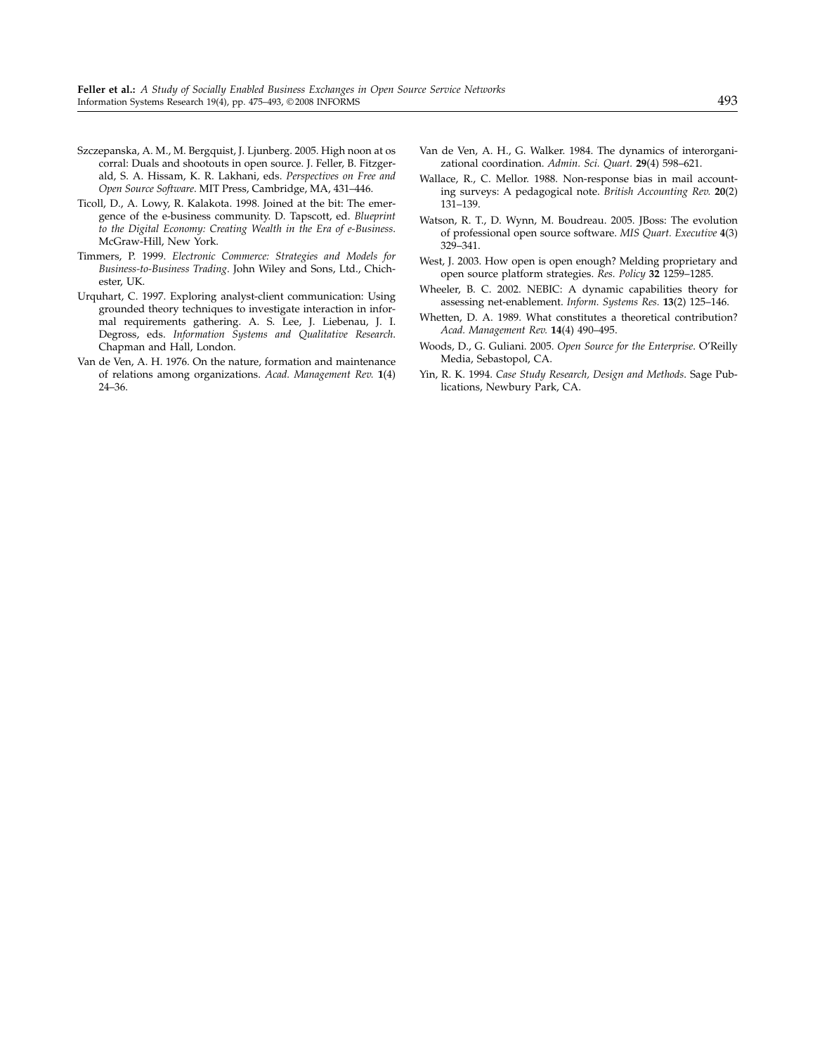Szczepanska, A. M., M. Bergquist, J. Ljunberg. 2005. High noon at os corral: Duals and shootouts in open source. J. Feller, B. Fitzgerald, S. A. Hissam, K. R. Lakhani, eds. *Perspectives on Free and Open Source Software*. MIT Press, Cambridge, MA, 431–446.

Ticoll, D., A. Lowy, R. Kalakota. 1998. Joined at the bit: The emergence of the e-business community. D. Tapscott, ed. *Blueprint to the Digital Economy: Creating Wealth in the Era of e-Business*. McGraw-Hill, New York.

Timmers, P. 1999. *Electronic Commerce: Strategies and Models for Business-to-Business Trading*. John Wiley and Sons, Ltd., Chichester, UK.

Urquhart, C. 1997. Exploring analyst-client communication: Using grounded theory techniques to investigate interaction in informal requirements gathering. A. S. Lee, J. Liebenau, J. I. Degross, eds. *Information Systems and Qualitative Research*. Chapman and Hall, London.

Van de Ven, A. H. 1976. On the nature, formation and maintenance of relations among organizations. *Acad. Management Rev.* **1**(4) 24–36.

Van de Ven, A. H., G. Walker. 1984. The dynamics of interorganizational coordination. *Admin. Sci. Quart.* **29**(4) 598–621.

Wallace, R., C. Mellor. 1988. Non-response bias in mail accounting surveys: A pedagogical note. *British Accounting Rev.* **20**(2) 131–139.

Watson, R. T., D. Wynn, M. Boudreau. 2005. JBoss: The evolution of professional open source software. *MIS Quart. Executive* **4**(3) 329–341.

West, J. 2003. How open is open enough? Melding proprietary and open source platform strategies. *Res. Policy* **32** 1259–1285.

Wheeler, B. C. 2002. NEBIC: A dynamic capabilities theory for assessing net-enablement. *Inform. Systems Res.* **13**(2) 125–146.

Whetten, D. A. 1989. What constitutes a theoretical contribution? *Acad. Management Rev.* **14**(4) 490–495.

Woods, D., G. Guliani. 2005. *Open Source for the Enterprise*. O'Reilly Media, Sebastopol, CA.

Yin, R. K. 1994. *Case Study Research, Design and Methods*. Sage Publications, Newbury Park, CA.